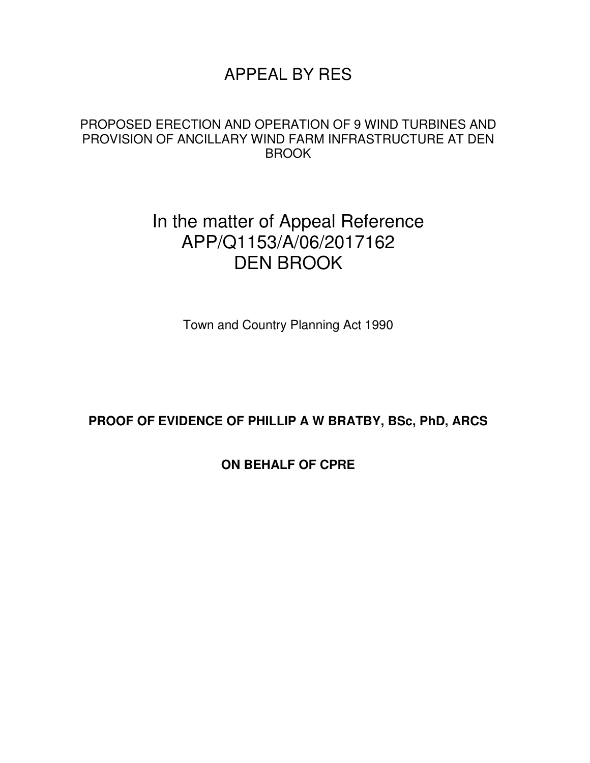# APPEAL BY RES

PROPOSED ERECTION AND OPERATION OF 9 WIND TURBINES AND PROVISION OF ANCILLARY WIND FARM INFRASTRUCTURE AT DEN BROOK

## In the matter of Appeal Reference APP/Q1153/A/06/2017162 DEN BROOK

Town and Country Planning Act 1990

**PROOF OF EVIDENCE OF PHILLIP A W BRATBY, BSc, PhD, ARCS**

**ON BEHALF OF CPRE**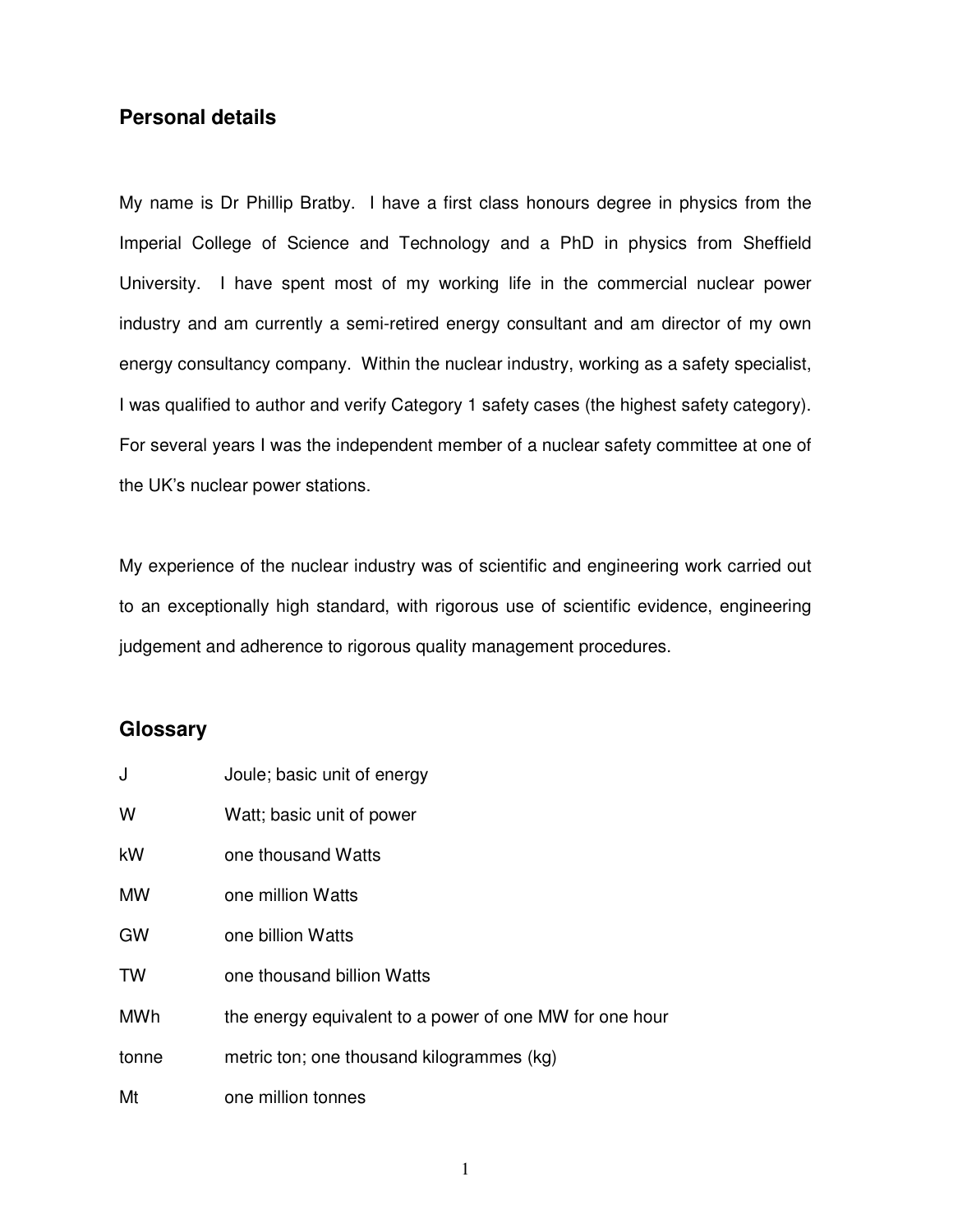## Personal details

My name is Dr Phillip Bratby. I have a first class honours degree in physics from the Imperial College of Science and Technology and a PhD in physics from Sheffield University. I have spent most of my working life in the commercial nuclear power industry and am currently a semi-retired energy consultant and am director of my own energy consultancy company. Within the nuclear industry, working as a safety specialist, I was qualified to author and verify Category 1 safety cases (the highest safety category). For several years I was the independent member of a nuclear safety committee at one of the UK's nuclear power stations.

My experience of the nuclear industry was of scientific and engineering work carried out to an exceptionally high standard, with rigorous use of scientific evidence, engineering judgement and adherence to rigorous quality management procedures.

## Glossary

| | |
|---|---|
| J | Joule; basic unit of energy |
| W | Watt; basic unit of power |
| kW | one thousand Watts |
| MW | one million Watts |
| GW | one billion Watts |
| TW | one thousand billion Watts |
| MWh | the energy equivalent to a power of one MW for one hour |
| tonne | metric ton; one thousand kilogrammes (kg) |
| Mt | one million tonnes |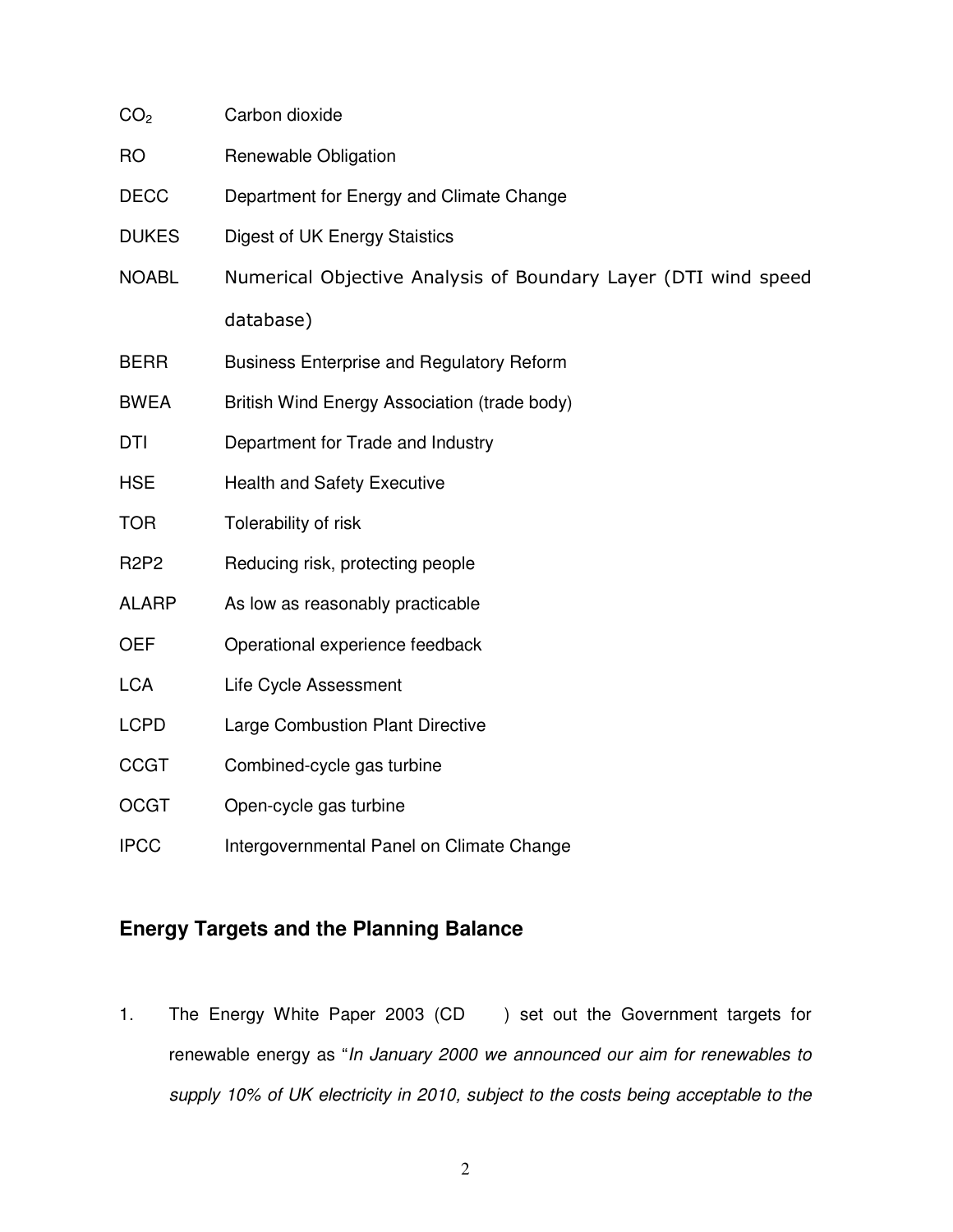| | |
|---|---|
| $CO_2$ | Carbon dioxide |
| RO | Renewable Obligation |
| DECC | Department for Energy and Climate Change |
| DUKES | Digest of UK Energy Staistics |
| NOABL | Numerical Objective Analysis of Boundary Layer (DTI wind speed database) |
| BERR | Business Enterprise and Regulatory Reform |
| BWEA | British Wind Energy Association (trade body) |
| DTI | Department for Trade and Industry |
| HSE | Health and Safety Executive |
| TOR | Tolerability of risk |
| R2P2 | Reducing risk, protecting people |
| ALARP | As low as reasonably practicable |
| OEF | Operational experience feedback |
| LCA | Life Cycle Assessment |
| LCPD | Large Combustion Plant Directive |
| CCGT | Combined-cycle gas turbine |
| OCGT | Open-cycle gas turbine |
| IPCC | Intergovernmental Panel on Climate Change |

## Energy Targets and the Planning Balance

1. The Energy White Paper 2003 (CD ) set out the Government targets for renewable energy as "*In January 2000 we announced our aim for renewables to supply 10% of UK electricity in 2010, subject to the costs being acceptable to the*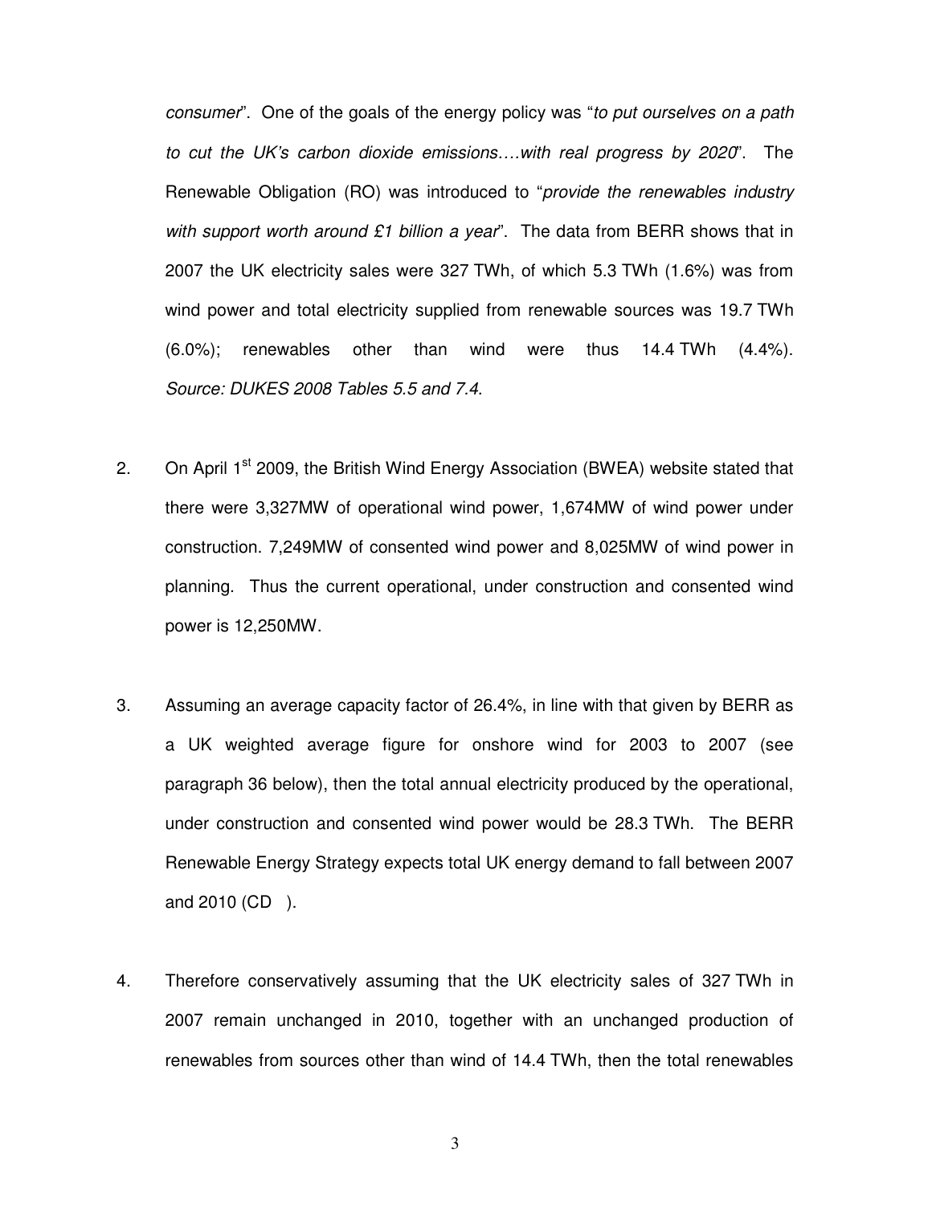*consumer*". One of the goals of the energy policy was "*to put ourselves on a path to cut the UK's carbon dioxide emissions….with real progress by 2020*". The Renewable Obligation (RO) was introduced to "*provide the renewables industry with support worth around £1 billion a year*". The data from BERR shows that in 2007 the UK electricity sales were 327 TWh, of which 5.3 TWh (1.6%) was from wind power and total electricity supplied from renewable sources was 19.7 TWh (6.0%); renewables other than wind were thus 14.4 TWh (4.4%). *Source: DUKES 2008 Tables 5.5 and 7.4.*

2. On April 1st 2009, the British Wind Energy Association (BWEA) website stated that there were 3,327MW of operational wind power, 1,674MW of wind power under construction. 7,249MW of consented wind power and 8,025MW of wind power in planning. Thus the current operational, under construction and consented wind power is 12,250MW.

3. Assuming an average capacity factor of 26.4%, in line with that given by BERR as a UK weighted average figure for onshore wind for 2003 to 2007 (see paragraph 36 below), then the total annual electricity produced by the operational, under construction and consented wind power would be 28.3 TWh. The BERR Renewable Energy Strategy expects total UK energy demand to fall between 2007 and 2010 (CD ).

4. Therefore conservatively assuming that the UK electricity sales of 327 TWh in 2007 remain unchanged in 2010, together with an unchanged production of renewables from sources other than wind of 14.4 TWh, then the total renewables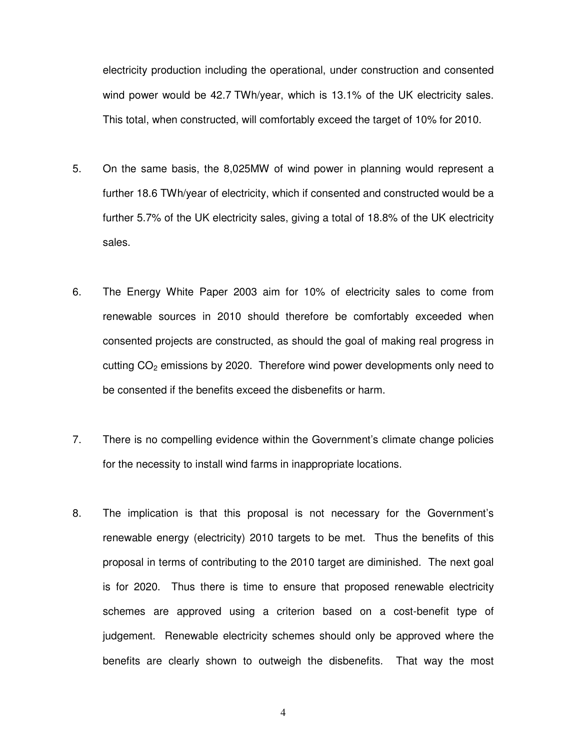electricity production including the operational, under construction and consented wind power would be 42.7 TWh/year, which is 13.1% of the UK electricity sales. This total, when constructed, will comfortably exceed the target of 10% for 2010.

5. On the same basis, the 8,025MW of wind power in planning would represent a further 18.6 TWh/year of electricity, which if consented and constructed would be a further 5.7% of the UK electricity sales, giving a total of 18.8% of the UK electricity sales.

6. The Energy White Paper 2003 aim for 10% of electricity sales to come from renewable sources in 2010 should therefore be comfortably exceeded when consented projects are constructed, as should the goal of making real progress in cutting $CO_2$ emissions by 2020. Therefore wind power developments only need to be consented if the benefits exceed the disbenefits or harm.

7. There is no compelling evidence within the Government's climate change policies for the necessity to install wind farms in inappropriate locations.

8. The implication is that this proposal is not necessary for the Government's renewable energy (electricity) 2010 targets to be met. Thus the benefits of this proposal in terms of contributing to the 2010 target are diminished. The next goal is for 2020. Thus there is time to ensure that proposed renewable electricity schemes are approved using a criterion based on a cost-benefit type of judgement. Renewable electricity schemes should only be approved where the benefits are clearly shown to outweigh the disbenefits. That way the most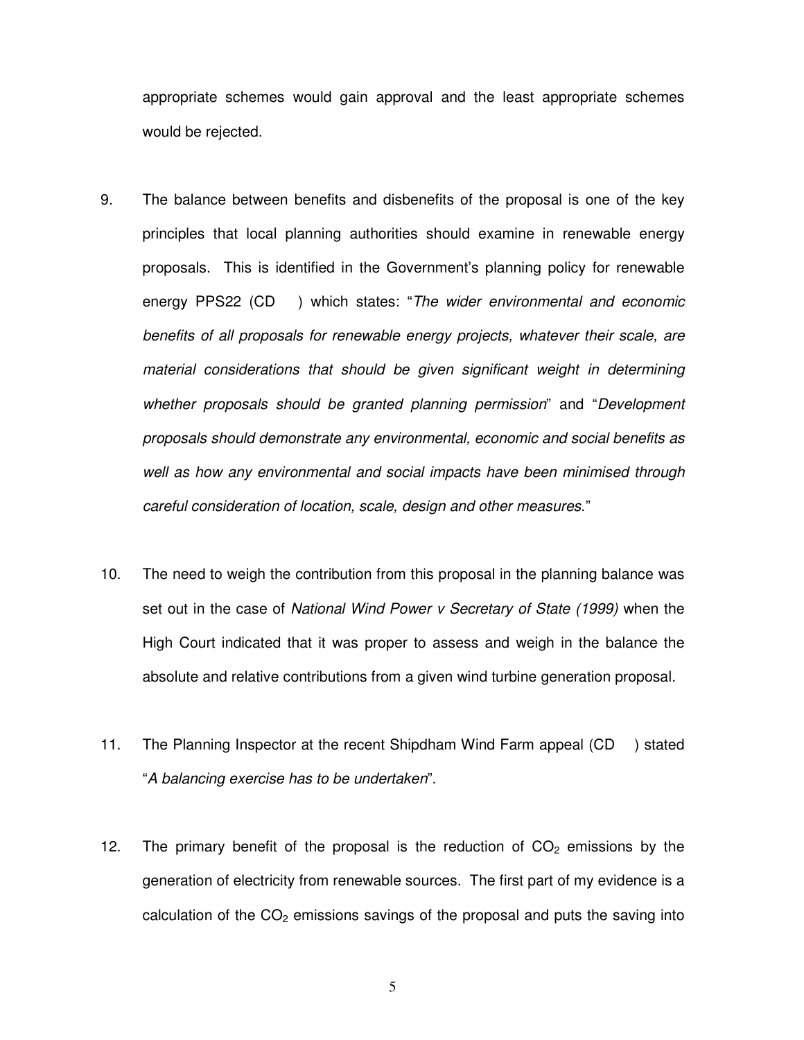appropriate schemes would gain approval and the least appropriate schemes would be rejected.

9. The balance between benefits and disbenefits of the proposal is one of the key principles that local planning authorities should examine in renewable energy proposals. This is identified in the Government's planning policy for renewable energy PPS22 (CD ) which states: "*The wider environmental and economic benefits of all proposals for renewable energy projects, whatever their scale, are material considerations that should be given significant weight in determining whether proposals should be granted planning permission*" and "*Development proposals should demonstrate any environmental, economic and social benefits as well as how any environmental and social impacts have been minimised through careful consideration of location, scale, design and other measures.*"

10. The need to weigh the contribution from this proposal in the planning balance was set out in the case of *National Wind Power v Secretary of State (1999)* when the High Court indicated that it was proper to assess and weigh in the balance the absolute and relative contributions from a given wind turbine generation proposal.

11. The Planning Inspector at the recent Shipdham Wind Farm appeal (CD ) stated "*A balancing exercise has to be undertaken*".

12. The primary benefit of the proposal is the reduction of $CO_2$ emissions by the generation of electricity from renewable sources. The first part of my evidence is a calculation of the $CO_2$ emissions savings of the proposal and puts the saving into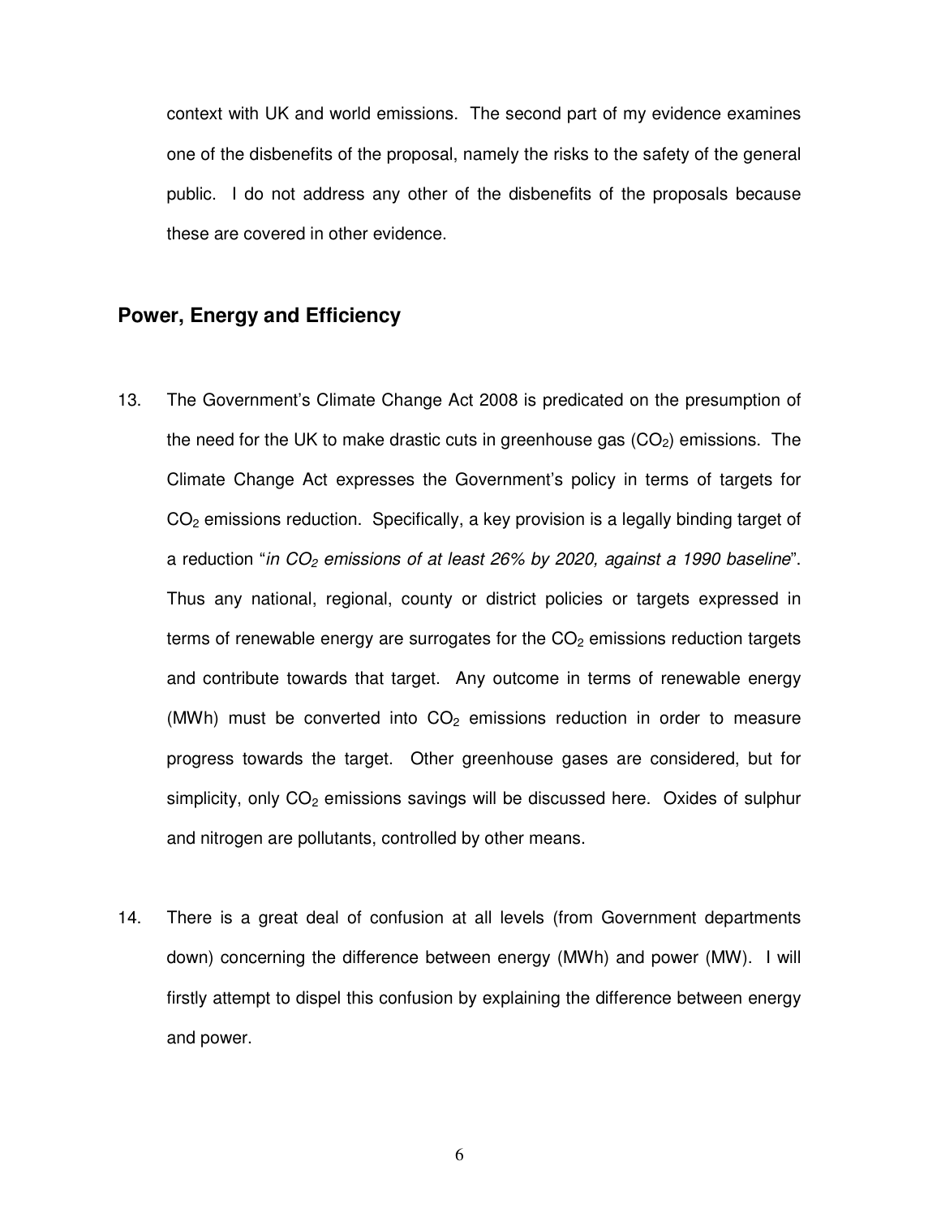context with UK and world emissions. The second part of my evidence examines one of the disbenefits of the proposal, namely the risks to the safety of the general public. I do not address any other of the disbenefits of the proposals because these are covered in other evidence.

## Power, Energy and Efficiency

13. The Government's Climate Change Act 2008 is predicated on the presumption of the need for the UK to make drastic cuts in greenhouse gas ($CO_2$) emissions. The Climate Change Act expresses the Government's policy in terms of targets for $CO_2$ emissions reduction. Specifically, a key provision is a legally binding target of a reduction "*in $CO_2$ emissions of at least 26% by 2020, against a 1990 baseline*". Thus any national, regional, county or district policies or targets expressed in terms of renewable energy are surrogates for the $CO_2$ emissions reduction targets and contribute towards that target. Any outcome in terms of renewable energy (MWh) must be converted into $CO_2$ emissions reduction in order to measure progress towards the target. Other greenhouse gases are considered, but for simplicity, only $CO_2$ emissions savings will be discussed here. Oxides of sulphur and nitrogen are pollutants, controlled by other means.

14. There is a great deal of confusion at all levels (from Government departments down) concerning the difference between energy (MWh) and power (MW). I will firstly attempt to dispel this confusion by explaining the difference between energy and power.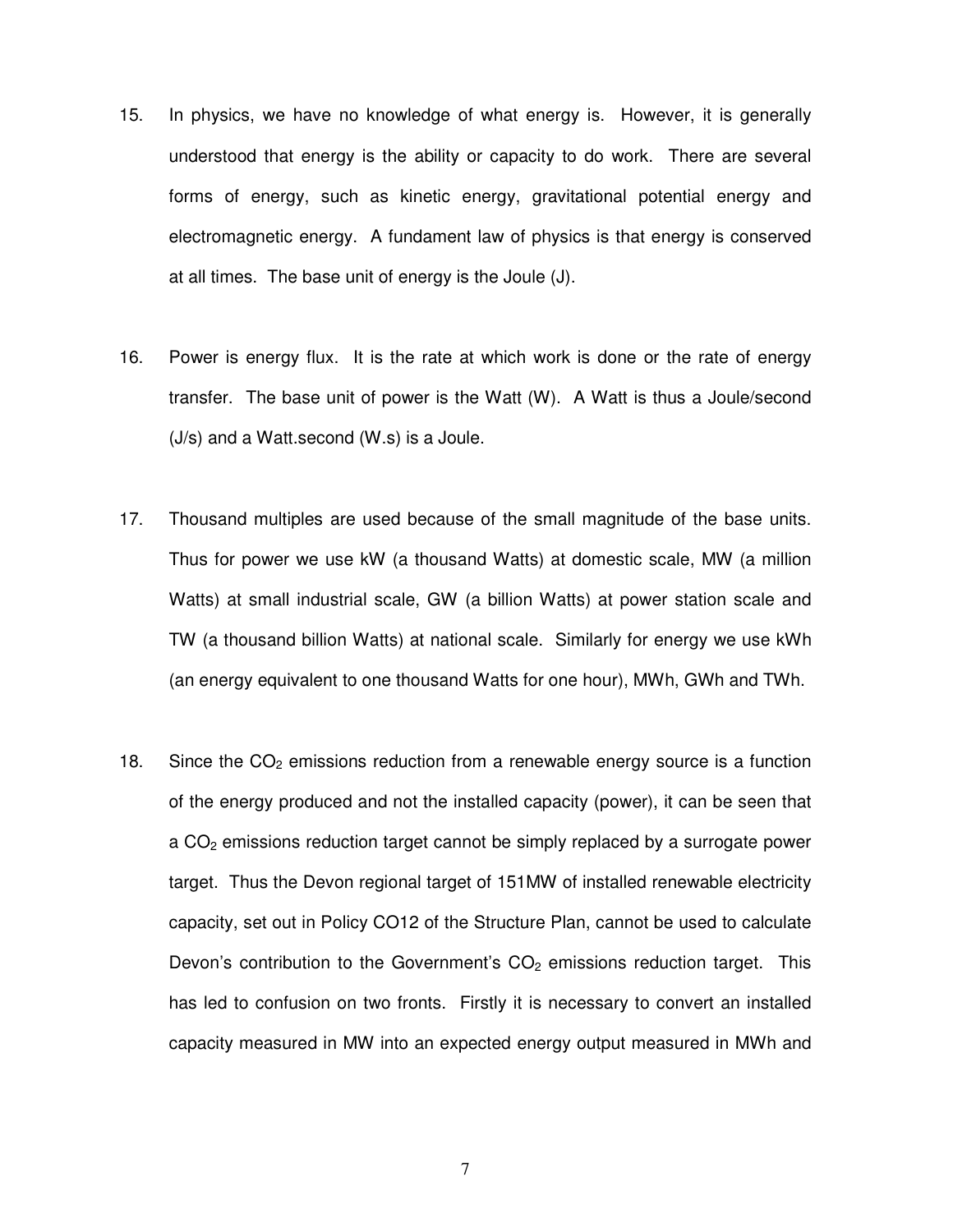15. In physics, we have no knowledge of what energy is. However, it is generally understood that energy is the ability or capacity to do work. There are several forms of energy, such as kinetic energy, gravitational potential energy and electromagnetic energy. A fundament law of physics is that energy is conserved at all times. The base unit of energy is the Joule (J).

16. Power is energy flux. It is the rate at which work is done or the rate of energy transfer. The base unit of power is the Watt (W). A Watt is thus a Joule/second (J/s) and a Watt.second (W.s) is a Joule.

17. Thousand multiples are used because of the small magnitude of the base units. Thus for power we use kW (a thousand Watts) at domestic scale, MW (a million Watts) at small industrial scale, GW (a billion Watts) at power station scale and TW (a thousand billion Watts) at national scale. Similarly for energy we use kWh (an energy equivalent to one thousand Watts for one hour), MWh, GWh and TWh.

18. Since the $CO_2$ emissions reduction from a renewable energy source is a function of the energy produced and not the installed capacity (power), it can be seen that a $CO_2$ emissions reduction target cannot be simply replaced by a surrogate power target. Thus the Devon regional target of 151MW of installed renewable electricity capacity, set out in Policy CO12 of the Structure Plan, cannot be used to calculate Devon's contribution to the Government's $CO_2$ emissions reduction target. This has led to confusion on two fronts. Firstly it is necessary to convert an installed capacity measured in MW into an expected energy output measured in MWh and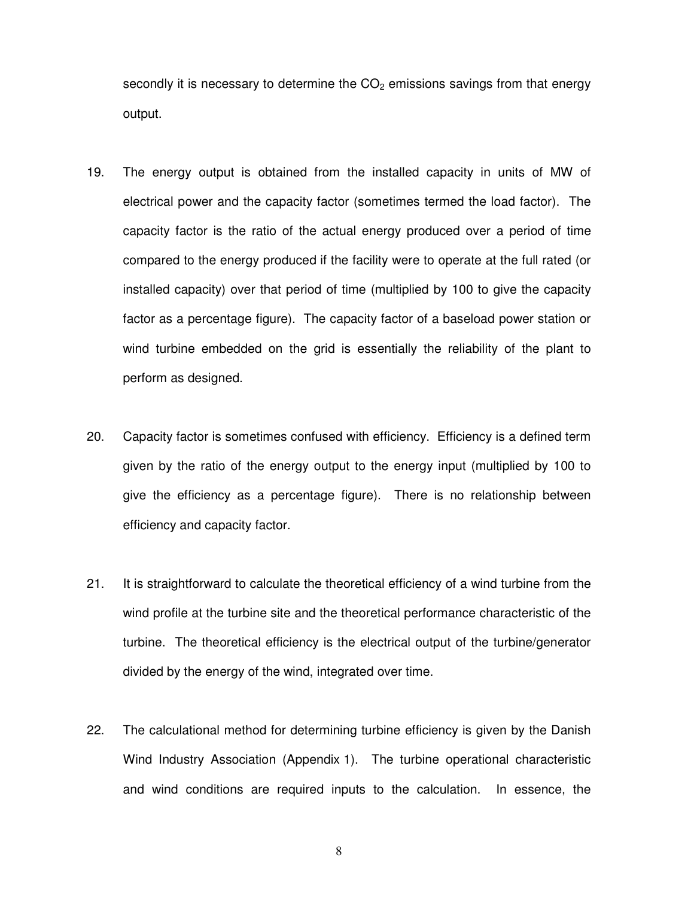secondly it is necessary to determine the $CO_2$ emissions savings from that energy output.

19. The energy output is obtained from the installed capacity in units of MW of electrical power and the capacity factor (sometimes termed the load factor). The capacity factor is the ratio of the actual energy produced over a period of time compared to the energy produced if the facility were to operate at the full rated (or installed capacity) over that period of time (multiplied by 100 to give the capacity factor as a percentage figure). The capacity factor of a baseload power station or wind turbine embedded on the grid is essentially the reliability of the plant to perform as designed.

20. Capacity factor is sometimes confused with efficiency. Efficiency is a defined term given by the ratio of the energy output to the energy input (multiplied by 100 to give the efficiency as a percentage figure). There is no relationship between efficiency and capacity factor.

21. It is straightforward to calculate the theoretical efficiency of a wind turbine from the wind profile at the turbine site and the theoretical performance characteristic of the turbine. The theoretical efficiency is the electrical output of the turbine/generator divided by the energy of the wind, integrated over time.

22. The calculational method for determining turbine efficiency is given by the Danish Wind Industry Association (Appendix 1). The turbine operational characteristic and wind conditions are required inputs to the calculation. In essence, the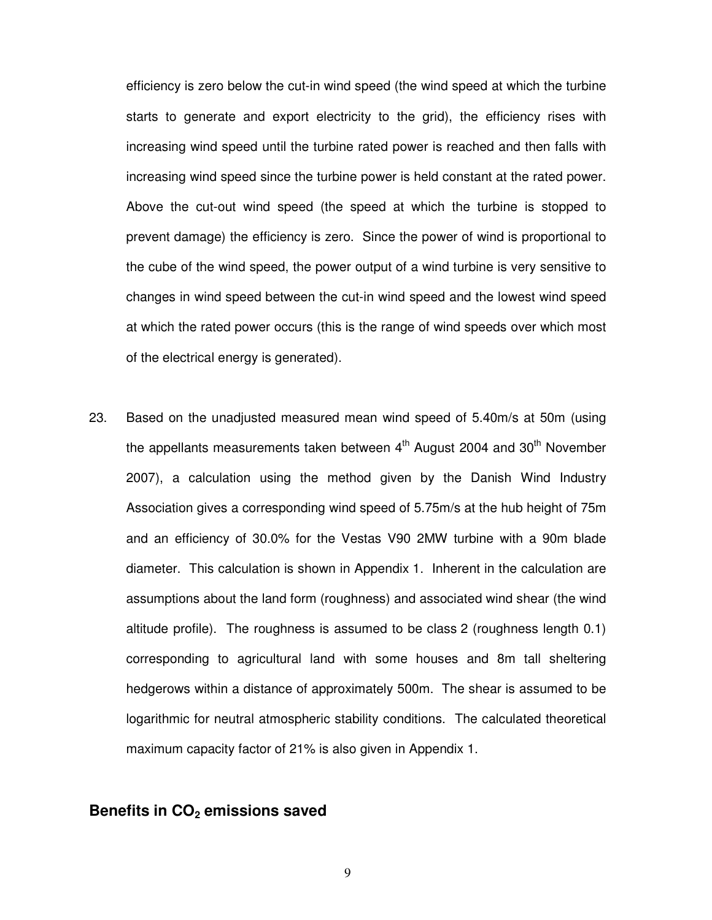efficiency is zero below the cut-in wind speed (the wind speed at which the turbine starts to generate and export electricity to the grid), the efficiency rises with increasing wind speed until the turbine rated power is reached and then falls with increasing wind speed since the turbine power is held constant at the rated power. Above the cut-out wind speed (the speed at which the turbine is stopped to prevent damage) the efficiency is zero. Since the power of wind is proportional to the cube of the wind speed, the power output of a wind turbine is very sensitive to changes in wind speed between the cut-in wind speed and the lowest wind speed at which the rated power occurs (this is the range of wind speeds over which most of the electrical energy is generated).

23. Based on the unadjusted measured mean wind speed of 5.40m/s at 50m (using the appellants measurements taken between 4th August 2004 and 30th November 2007), a calculation using the method given by the Danish Wind Industry Association gives a corresponding wind speed of 5.75m/s at the hub height of 75m and an efficiency of 30.0% for the Vestas V90 2MW turbine with a 90m blade diameter. This calculation is shown in Appendix 1. Inherent in the calculation are assumptions about the land form (roughness) and associated wind shear (the wind altitude profile). The roughness is assumed to be class 2 (roughness length 0.1) corresponding to agricultural land with some houses and 8m tall sheltering hedgerows within a distance of approximately 500m. The shear is assumed to be logarithmic for neutral atmospheric stability conditions. The calculated theoretical maximum capacity factor of 21% is also given in Appendix 1.

## Benefits in $CO_2$ emissions saved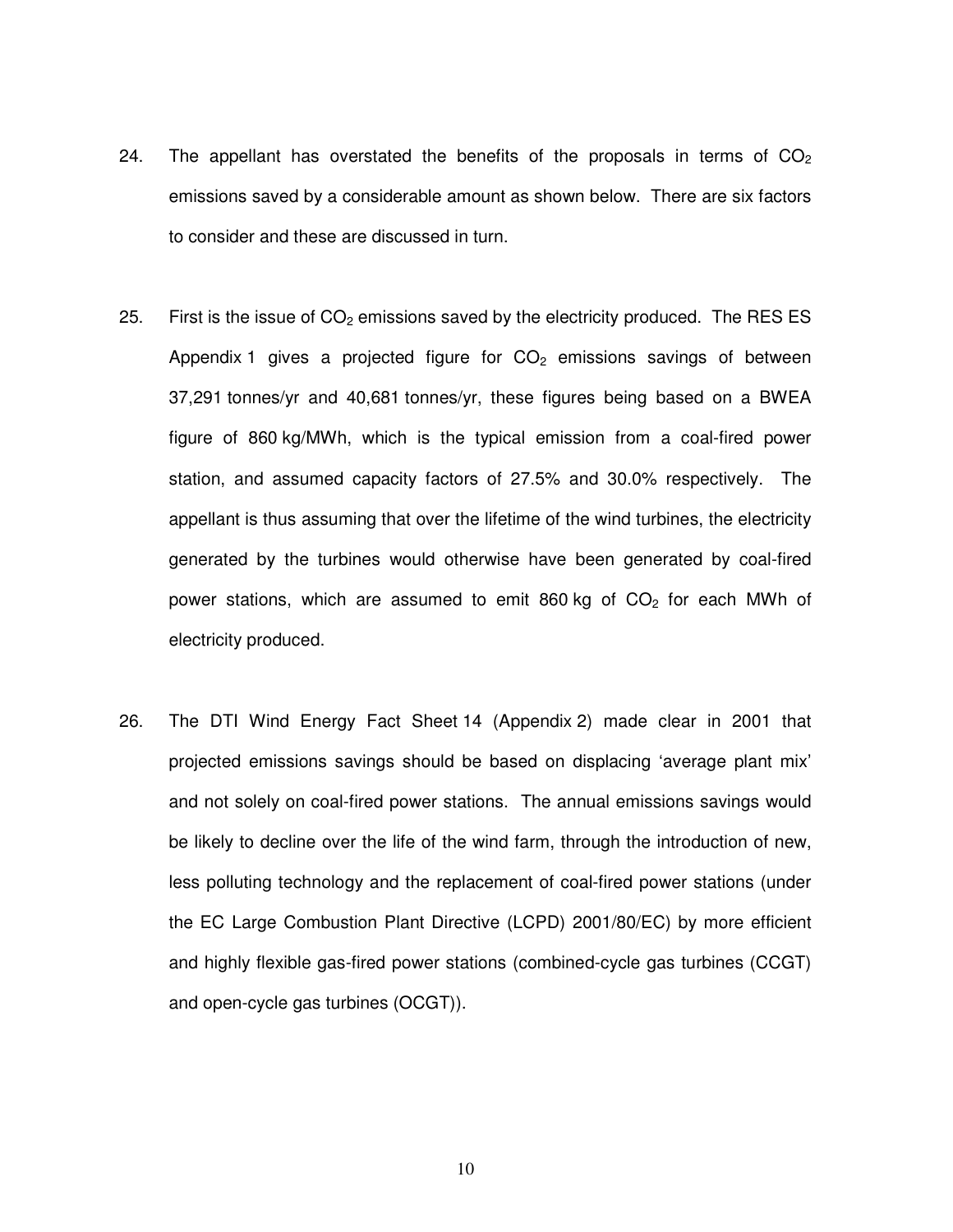24. The appellant has overstated the benefits of the proposals in terms of $CO_2$ emissions saved by a considerable amount as shown below. There are six factors to consider and these are discussed in turn.

25. First is the issue of $CO_2$ emissions saved by the electricity produced. The RES ES Appendix 1 gives a projected figure for $CO_2$ emissions savings of between 37,291 tonnes/yr and 40,681 tonnes/yr, these figures being based on a BWEA figure of 860 kg/MWh, which is the typical emission from a coal-fired power station, and assumed capacity factors of 27.5% and 30.0% respectively. The appellant is thus assuming that over the lifetime of the wind turbines, the electricity generated by the turbines would otherwise have been generated by coal-fired power stations, which are assumed to emit 860 kg of $CO_2$ for each MWh of electricity produced.

26. The DTI Wind Energy Fact Sheet 14 (Appendix 2) made clear in 2001 that projected emissions savings should be based on displacing 'average plant mix' and not solely on coal-fired power stations. The annual emissions savings would be likely to decline over the life of the wind farm, through the introduction of new, less polluting technology and the replacement of coal-fired power stations (under the EC Large Combustion Plant Directive (LCPD) 2001/80/EC) by more efficient and highly flexible gas-fired power stations (combined-cycle gas turbines (CCGT) and open-cycle gas turbines (OCGT)).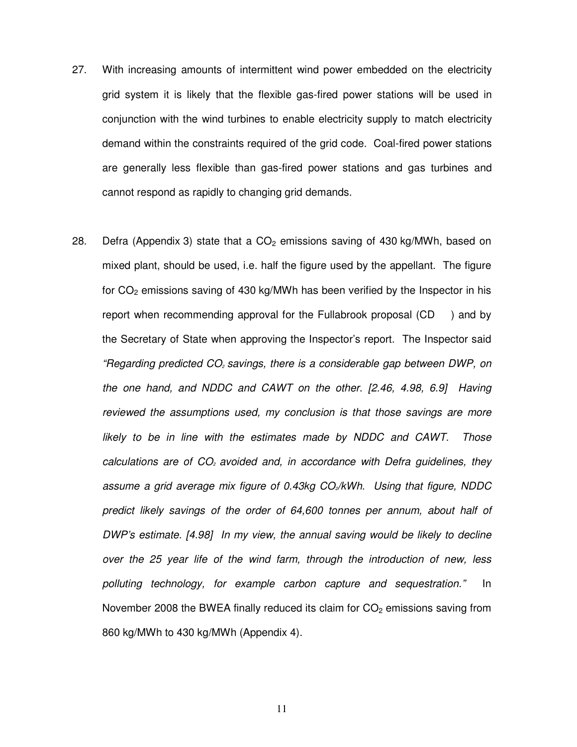27. With increasing amounts of intermittent wind power embedded on the electricity grid system it is likely that the flexible gas-fired power stations will be used in conjunction with the wind turbines to enable electricity supply to match electricity demand within the constraints required of the grid code. Coal-fired power stations are generally less flexible than gas-fired power stations and gas turbines and cannot respond as rapidly to changing grid demands.

28. Defra (Appendix 3) state that a $CO_2$ emissions saving of 430 kg/MWh, based on mixed plant, should be used, i.e. half the figure used by the appellant. The figure for $CO_2$ emissions saving of 430 kg/MWh has been verified by the Inspector in his report when recommending approval for the Fullabrook proposal (CD ) and by the Secretary of State when approving the Inspector's report. The Inspector said *"Regarding predicted $CO_2$ savings, there is a considerable gap between DWP, on the one hand, and NDDC and CAWT on the other. [2.46, 4.98, 6.9] Having reviewed the assumptions used, my conclusion is that those savings are more likely to be in line with the estimates made by NDDC and CAWT. Those calculations are of $CO_2$ avoided and, in accordance with Defra guidelines, they assume a grid average mix figure of 0.43kg $CO_2$/kWh. Using that figure, NDDC predict likely savings of the order of 64,600 tonnes per annum, about half of DWP's estimate. [4.98] In my view, the annual saving would be likely to decline over the 25 year life of the wind farm, through the introduction of new, less polluting technology, for example carbon capture and sequestration."* In November 2008 the BWEA finally reduced its claim for $CO_2$ emissions saving from 860 kg/MWh to 430 kg/MWh (Appendix 4).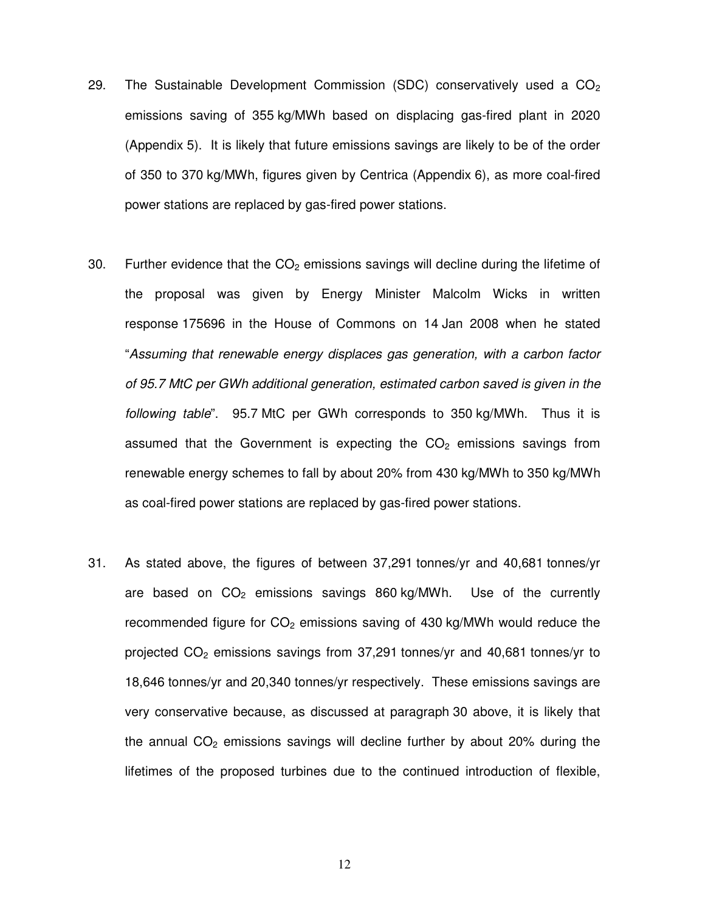29. The Sustainable Development Commission (SDC) conservatively used a $CO_2$ emissions saving of 355 kg/MWh based on displacing gas-fired plant in 2020 (Appendix 5). It is likely that future emissions savings are likely to be of the order of 350 to 370 kg/MWh, figures given by Centrica (Appendix 6), as more coal-fired power stations are replaced by gas-fired power stations.

30. Further evidence that the $CO_2$ emissions savings will decline during the lifetime of the proposal was given by Energy Minister Malcolm Wicks in written response 175696 in the House of Commons on 14 Jan 2008 when he stated "*Assuming that renewable energy displaces gas generation, with a carbon factor of 95.7 MtC per GWh additional generation, estimated carbon saved is given in the following table*". 95.7 MtC per GWh corresponds to 350 kg/MWh. Thus it is assumed that the Government is expecting the $CO_2$ emissions savings from renewable energy schemes to fall by about 20% from 430 kg/MWh to 350 kg/MWh as coal-fired power stations are replaced by gas-fired power stations.

31. As stated above, the figures of between 37,291 tonnes/yr and 40,681 tonnes/yr are based on $CO_2$ emissions savings 860 kg/MWh. Use of the currently recommended figure for $CO_2$ emissions saving of 430 kg/MWh would reduce the projected $CO_2$ emissions savings from 37,291 tonnes/yr and 40,681 tonnes/yr to 18,646 tonnes/yr and 20,340 tonnes/yr respectively. These emissions savings are very conservative because, as discussed at paragraph 30 above, it is likely that the annual $CO_2$ emissions savings will decline further by about 20% during the lifetimes of the proposed turbines due to the continued introduction of flexible,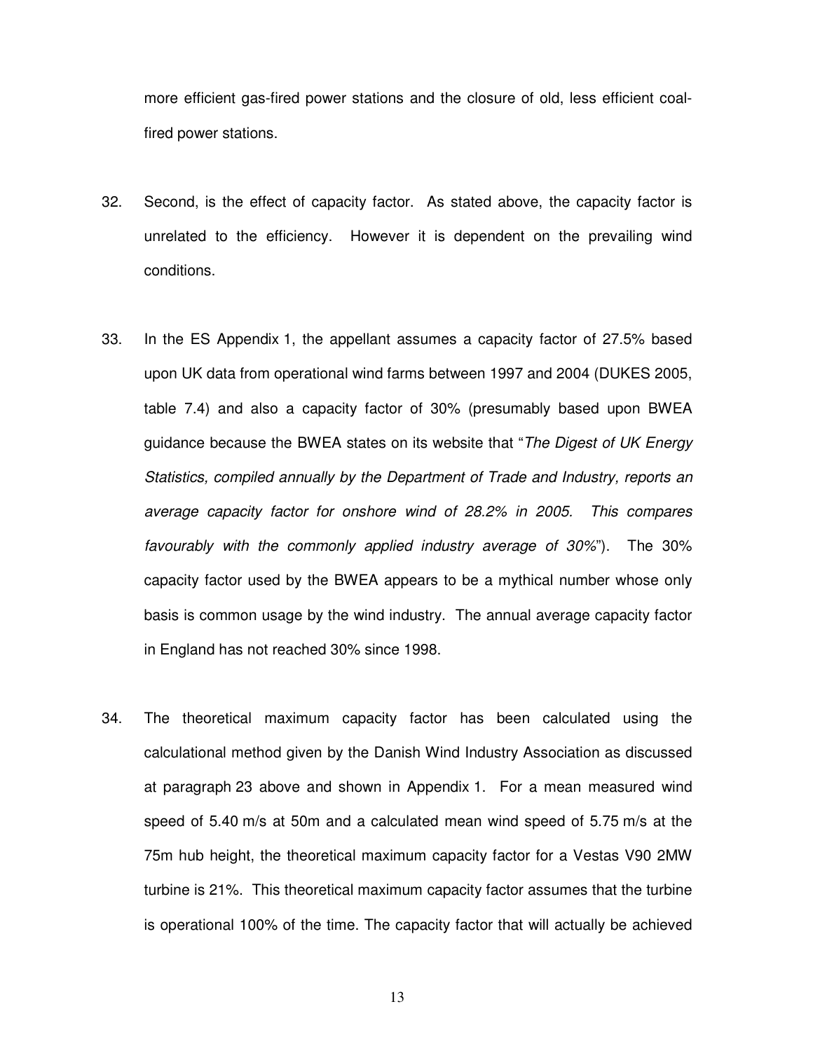more efficient gas-fired power stations and the closure of old, less efficient coal-fired power stations.

32. Second, is the effect of capacity factor. As stated above, the capacity factor is unrelated to the efficiency. However it is dependent on the prevailing wind conditions.

33. In the ES Appendix 1, the appellant assumes a capacity factor of 27.5% based upon UK data from operational wind farms between 1997 and 2004 (DUKES 2005, table 7.4) and also a capacity factor of 30% (presumably based upon BWEA guidance because the BWEA states on its website that "*The Digest of UK Energy Statistics, compiled annually by the Department of Trade and Industry, reports an average capacity factor for onshore wind of 28.2% in 2005. This compares favourably with the commonly applied industry average of 30%*"). The 30% capacity factor used by the BWEA appears to be a mythical number whose only basis is common usage by the wind industry. The annual average capacity factor in England has not reached 30% since 1998.

34. The theoretical maximum capacity factor has been calculated using the calculational method given by the Danish Wind Industry Association as discussed at paragraph 23 above and shown in Appendix 1. For a mean measured wind speed of 5.40 m/s at 50m and a calculated mean wind speed of 5.75 m/s at the 75m hub height, the theoretical maximum capacity factor for a Vestas V90 2MW turbine is 21%. This theoretical maximum capacity factor assumes that the turbine is operational 100% of the time. The capacity factor that will actually be achieved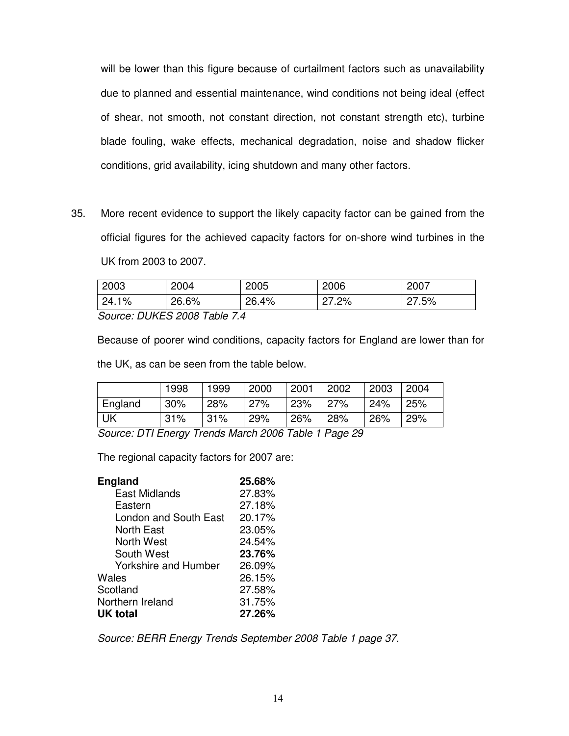will be lower than this figure because of curtailment factors such as unavailability due to planned and essential maintenance, wind conditions not being ideal (effect of shear, not smooth, not constant direction, not constant strength etc), turbine blade fouling, wake effects, mechanical degradation, noise and shadow flicker conditions, grid availability, icing shutdown and many other factors.

35. More recent evidence to support the likely capacity factor can be gained from the official figures for the achieved capacity factors for on-shore wind turbines in the UK from 2003 to 2007.

| 2003 | 2004 | 2005 | 2006 | 2007 |
|---|---|---|---|---|
| 24.1% | 26.6% | 26.4% | 27.2% | 27.5% |

*Source: DUKES 2008 Table 7.4*

Because of poorer wind conditions, capacity factors for England are lower than for the UK, as can be seen from the table below.

| | 1998 | 1999 | 2000 | 2001 | 2002 | 2003 | 2004 |
|---|---|---|---|---|---|---|---|
| England | 30% | 28% | 27% | 23% | 27% | 24% | 25% |
| UK | 31% | 31% | 29% | 26% | 28% | 26% | 29% |

*Source: DTI Energy Trends March 2006 Table 1 Page 29*

The regional capacity factors for 2007 are:

| | |
|---|---|
| **England** | **25.68%** |
| East Midlands | 27.83% |
| Eastern | 27.18% |
| London and South East | 20.17% |
| North East | 23.05% |
| North West | 24.54% |
| South West | **23.76%** |
| Yorkshire and Humber | 26.09% |
| Wales | 26.15% |
| Scotland | 27.58% |
| Northern Ireland | 31.75% |
| **UK total** | **27.26%** |

*Source: BERR Energy Trends September 2008 Table 1 page 37.*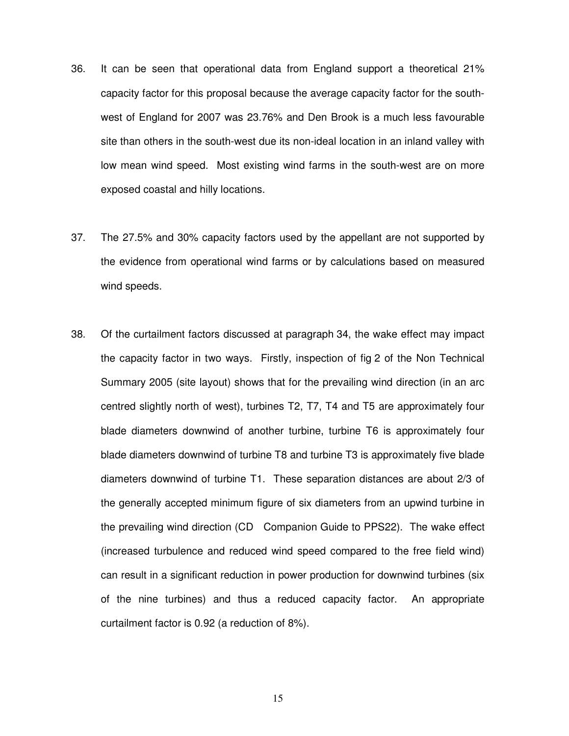36. It can be seen that operational data from England support a theoretical 21% capacity factor for this proposal because the average capacity factor for the south-west of England for 2007 was 23.76% and Den Brook is a much less favourable site than others in the south-west due its non-ideal location in an inland valley with low mean wind speed. Most existing wind farms in the south-west are on more exposed coastal and hilly locations.

37. The 27.5% and 30% capacity factors used by the appellant are not supported by the evidence from operational wind farms or by calculations based on measured wind speeds.

38. Of the curtailment factors discussed at paragraph 34, the wake effect may impact the capacity factor in two ways. Firstly, inspection of fig 2 of the Non Technical Summary 2005 (site layout) shows that for the prevailing wind direction (in an arc centred slightly north of west), turbines T2, T7, T4 and T5 are approximately four blade diameters downwind of another turbine, turbine T6 is approximately four blade diameters downwind of turbine T8 and turbine T3 is approximately five blade diameters downwind of turbine T1. These separation distances are about 2/3 of the generally accepted minimum figure of six diameters from an upwind turbine in the prevailing wind direction (CD Companion Guide to PPS22). The wake effect (increased turbulence and reduced wind speed compared to the free field wind) can result in a significant reduction in power production for downwind turbines (six of the nine turbines) and thus a reduced capacity factor. An appropriate curtailment factor is 0.92 (a reduction of 8%).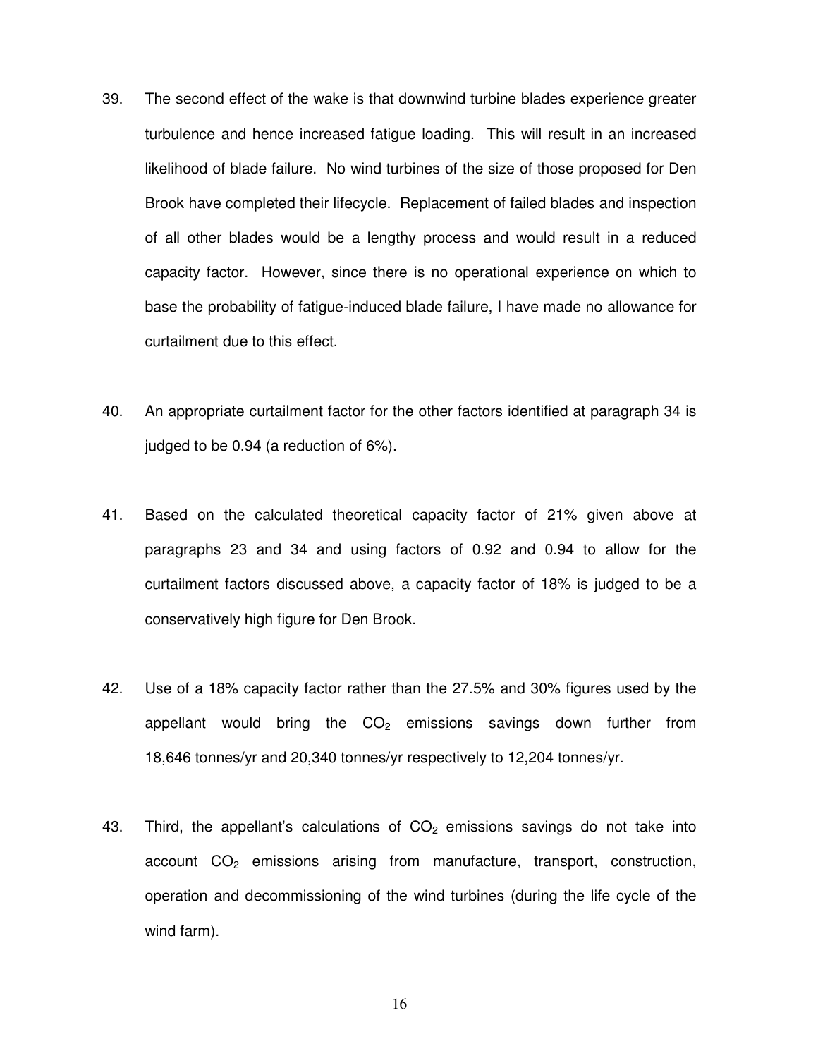39. The second effect of the wake is that downwind turbine blades experience greater turbulence and hence increased fatigue loading. This will result in an increased likelihood of blade failure. No wind turbines of the size of those proposed for Den Brook have completed their lifecycle. Replacement of failed blades and inspection of all other blades would be a lengthy process and would result in a reduced capacity factor. However, since there is no operational experience on which to base the probability of fatigue-induced blade failure, I have made no allowance for curtailment due to this effect.

40. An appropriate curtailment factor for the other factors identified at paragraph 34 is judged to be 0.94 (a reduction of 6%).

41. Based on the calculated theoretical capacity factor of 21% given above at paragraphs 23 and 34 and using factors of 0.92 and 0.94 to allow for the curtailment factors discussed above, a capacity factor of 18% is judged to be a conservatively high figure for Den Brook.

42. Use of a 18% capacity factor rather than the 27.5% and 30% figures used by the appellant would bring the $CO_2$ emissions savings down further from 18,646 tonnes/yr and 20,340 tonnes/yr respectively to 12,204 tonnes/yr.

43. Third, the appellant's calculations of $CO_2$ emissions savings do not take into account $CO_2$ emissions arising from manufacture, transport, construction, operation and decommissioning of the wind turbines (during the life cycle of the wind farm).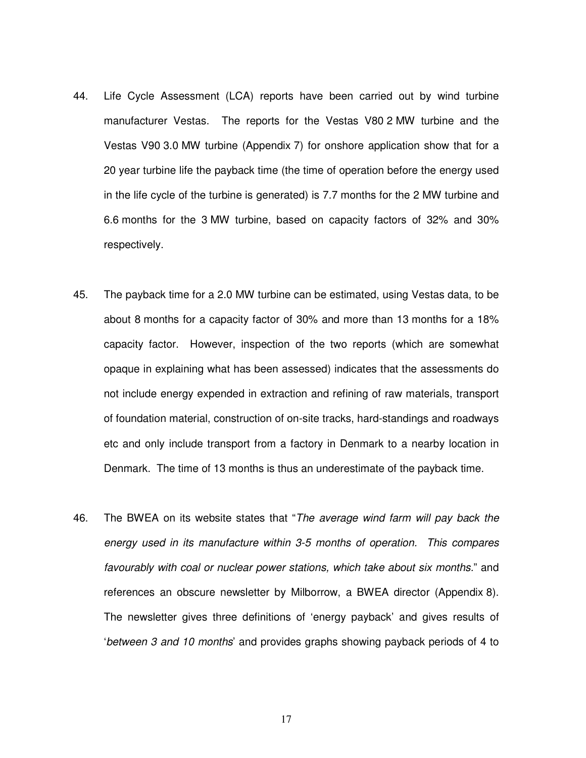44. Life Cycle Assessment (LCA) reports have been carried out by wind turbine manufacturer Vestas. The reports for the Vestas V80 2 MW turbine and the Vestas V90 3.0 MW turbine (Appendix 7) for onshore application show that for a 20 year turbine life the payback time (the time of operation before the energy used in the life cycle of the turbine is generated) is 7.7 months for the 2 MW turbine and 6.6 months for the 3 MW turbine, based on capacity factors of 32% and 30% respectively.

45. The payback time for a 2.0 MW turbine can be estimated, using Vestas data, to be about 8 months for a capacity factor of 30% and more than 13 months for a 18% capacity factor. However, inspection of the two reports (which are somewhat opaque in explaining what has been assessed) indicates that the assessments do not include energy expended in extraction and refining of raw materials, transport of foundation material, construction of on-site tracks, hard-standings and roadways etc and only include transport from a factory in Denmark to a nearby location in Denmark. The time of 13 months is thus an underestimate of the payback time.

46. The BWEA on its website states that "*The average wind farm will pay back the energy used in its manufacture within 3-5 months of operation. This compares favourably with coal or nuclear power stations, which take about six months.*" and references an obscure newsletter by Milborrow, a BWEA director (Appendix 8). The newsletter gives three definitions of 'energy payback' and gives results of '*between 3 and 10 months*' and provides graphs showing payback periods of 4 to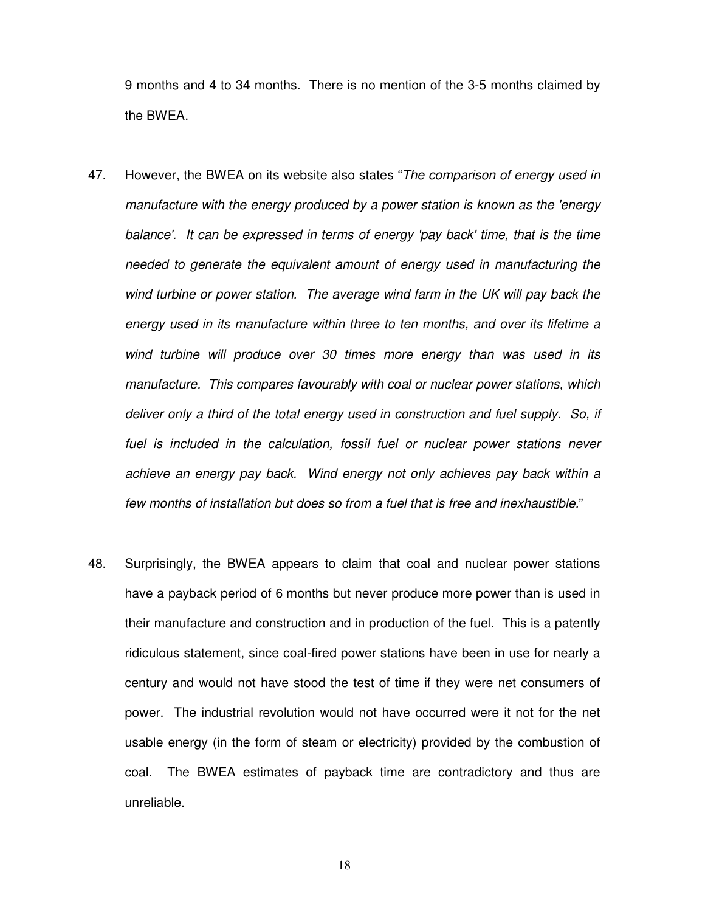9 months and 4 to 34 months. There is no mention of the 3-5 months claimed by the BWEA.

47. However, the BWEA on its website also states "*The comparison of energy used in manufacture with the energy produced by a power station is known as the 'energy balance'. It can be expressed in terms of energy 'pay back' time, that is the time needed to generate the equivalent amount of energy used in manufacturing the wind turbine or power station. The average wind farm in the UK will pay back the energy used in its manufacture within three to ten months, and over its lifetime a wind turbine will produce over 30 times more energy than was used in its manufacture. This compares favourably with coal or nuclear power stations, which deliver only a third of the total energy used in construction and fuel supply. So, if fuel is included in the calculation, fossil fuel or nuclear power stations never achieve an energy pay back. Wind energy not only achieves pay back within a few months of installation but does so from a fuel that is free and inexhaustible.*"

48. Surprisingly, the BWEA appears to claim that coal and nuclear power stations have a payback period of 6 months but never produce more power than is used in their manufacture and construction and in production of the fuel. This is a patently ridiculous statement, since coal-fired power stations have been in use for nearly a century and would not have stood the test of time if they were net consumers of power. The industrial revolution would not have occurred were it not for the net usable energy (in the form of steam or electricity) provided by the combustion of coal. The BWEA estimates of payback time are contradictory and thus are unreliable.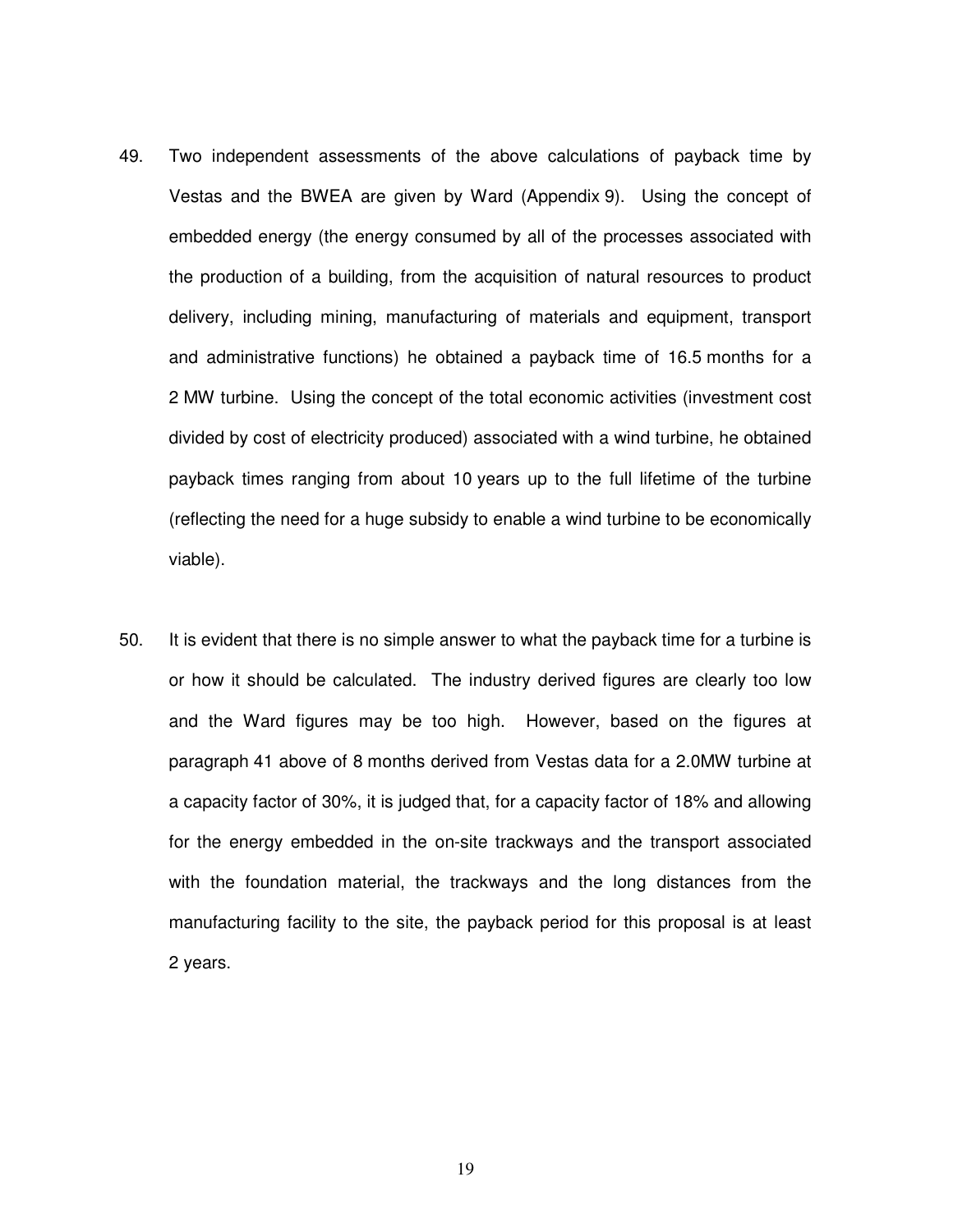49. Two independent assessments of the above calculations of payback time by Vestas and the BWEA are given by Ward (Appendix 9). Using the concept of embedded energy (the energy consumed by all of the processes associated with the production of a building, from the acquisition of natural resources to product delivery, including mining, manufacturing of materials and equipment, transport and administrative functions) he obtained a payback time of 16.5 months for a 2 MW turbine. Using the concept of the total economic activities (investment cost divided by cost of electricity produced) associated with a wind turbine, he obtained payback times ranging from about 10 years up to the full lifetime of the turbine (reflecting the need for a huge subsidy to enable a wind turbine to be economically viable).

50. It is evident that there is no simple answer to what the payback time for a turbine is or how it should be calculated. The industry derived figures are clearly too low and the Ward figures may be too high. However, based on the figures at paragraph 41 above of 8 months derived from Vestas data for a 2.0MW turbine at a capacity factor of 30%, it is judged that, for a capacity factor of 18% and allowing for the energy embedded in the on-site trackways and the transport associated with the foundation material, the trackways and the long distances from the manufacturing facility to the site, the payback period for this proposal is at least 2 years.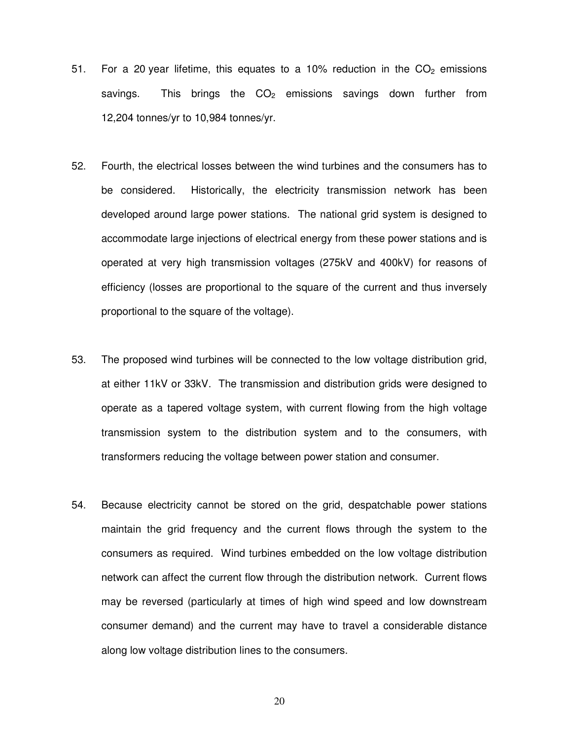51. For a 20 year lifetime, this equates to a 10% reduction in the $CO_2$ emissions savings. This brings the $CO_2$ emissions savings down further from 12,204 tonnes/yr to 10,984 tonnes/yr.

52. Fourth, the electrical losses between the wind turbines and the consumers has to be considered. Historically, the electricity transmission network has been developed around large power stations. The national grid system is designed to accommodate large injections of electrical energy from these power stations and is operated at very high transmission voltages (275kV and 400kV) for reasons of efficiency (losses are proportional to the square of the current and thus inversely proportional to the square of the voltage).

53. The proposed wind turbines will be connected to the low voltage distribution grid, at either 11kV or 33kV. The transmission and distribution grids were designed to operate as a tapered voltage system, with current flowing from the high voltage transmission system to the distribution system and to the consumers, with transformers reducing the voltage between power station and consumer.

54. Because electricity cannot be stored on the grid, despatchable power stations maintain the grid frequency and the current flows through the system to the consumers as required. Wind turbines embedded on the low voltage distribution network can affect the current flow through the distribution network. Current flows may be reversed (particularly at times of high wind speed and low downstream consumer demand) and the current may have to travel a considerable distance along low voltage distribution lines to the consumers.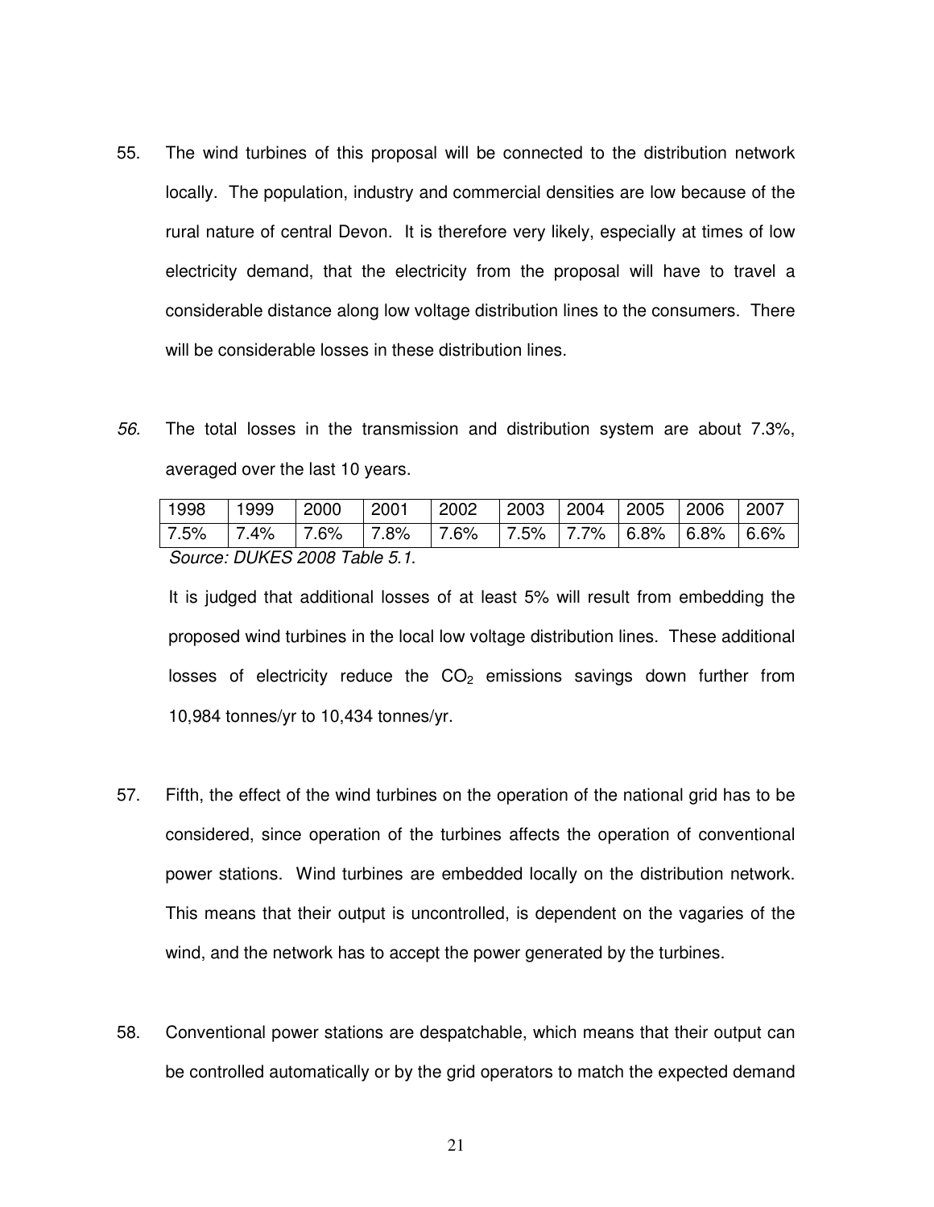55. The wind turbines of this proposal will be connected to the distribution network locally. The population, industry and commercial densities are low because of the rural nature of central Devon. It is therefore very likely, especially at times of low electricity demand, that the electricity from the proposal will have to travel a considerable distance along low voltage distribution lines to the consumers. There will be considerable losses in these distribution lines.

*56.* The total losses in the transmission and distribution system are about 7.3%, averaged over the last 10 years.

| 1998 | 1999 | 2000 | 2001 | 2002 | 2003 | 2004 | 2005 | 2006 | 2007 |
|---|---|---|---|---|---|---|---|---|---|
| 7.5% | 7.4% | 7.6% | 7.8% | 7.6% | 7.5% | 7.7% | 6.8% | 6.8% | 6.6% |

*Source: DUKES 2008 Table 5.1.*

It is judged that additional losses of at least 5% will result from embedding the proposed wind turbines in the local low voltage distribution lines. These additional losses of electricity reduce the $CO_2$ emissions savings down further from 10,984 tonnes/yr to 10,434 tonnes/yr.

57. Fifth, the effect of the wind turbines on the operation of the national grid has to be considered, since operation of the turbines affects the operation of conventional power stations. Wind turbines are embedded locally on the distribution network. This means that their output is uncontrolled, is dependent on the vagaries of the wind, and the network has to accept the power generated by the turbines.

58. Conventional power stations are despatchable, which means that their output can be controlled automatically or by the grid operators to match the expected demand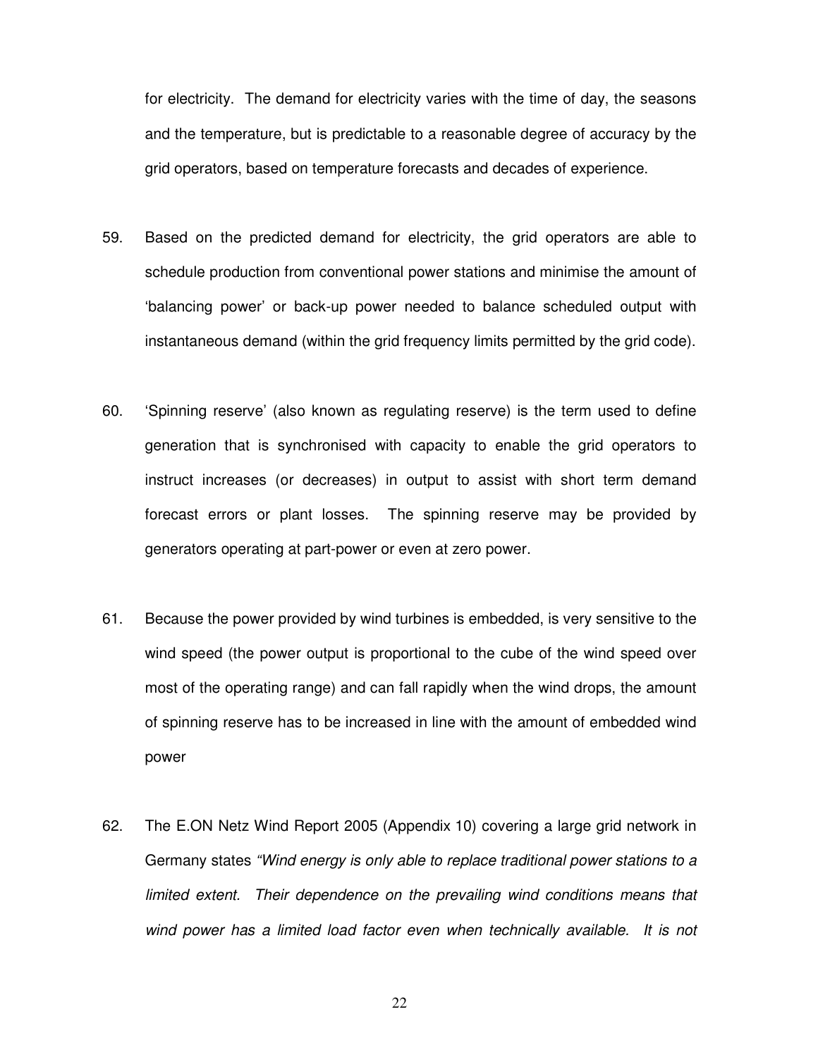for electricity. The demand for electricity varies with the time of day, the seasons and the temperature, but is predictable to a reasonable degree of accuracy by the grid operators, based on temperature forecasts and decades of experience.

59. Based on the predicted demand for electricity, the grid operators are able to schedule production from conventional power stations and minimise the amount of 'balancing power' or back-up power needed to balance scheduled output with instantaneous demand (within the grid frequency limits permitted by the grid code).

60. 'Spinning reserve' (also known as regulating reserve) is the term used to define generation that is synchronised with capacity to enable the grid operators to instruct increases (or decreases) in output to assist with short term demand forecast errors or plant losses. The spinning reserve may be provided by generators operating at part-power or even at zero power.

61. Because the power provided by wind turbines is embedded, is very sensitive to the wind speed (the power output is proportional to the cube of the wind speed over most of the operating range) and can fall rapidly when the wind drops, the amount of spinning reserve has to be increased in line with the amount of embedded wind power

62. The E.ON Netz Wind Report 2005 (Appendix 10) covering a large grid network in Germany states *"Wind energy is only able to replace traditional power stations to a limited extent. Their dependence on the prevailing wind conditions means that wind power has a limited load factor even when technically available. It is not*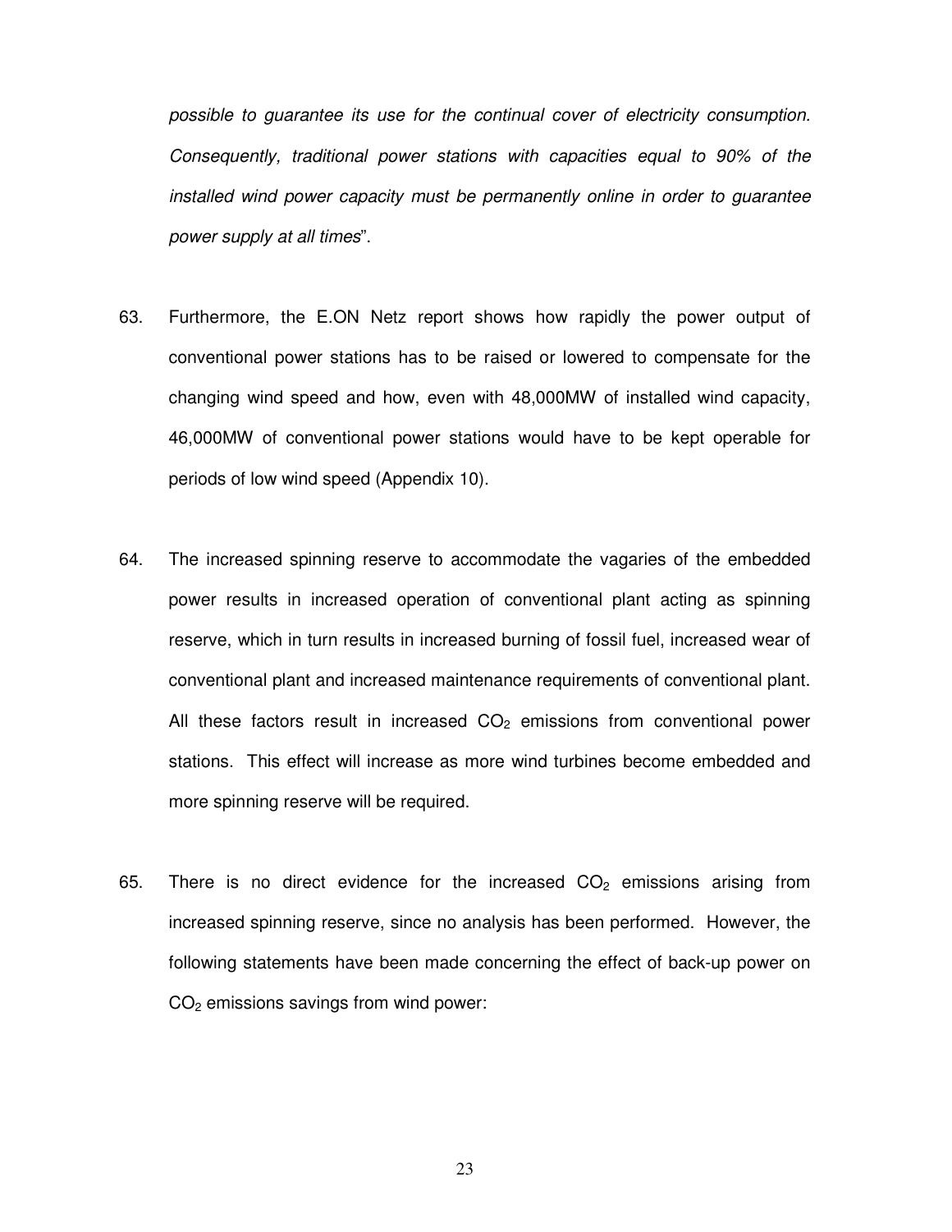*possible to guarantee its use for the continual cover of electricity consumption. Consequently, traditional power stations with capacities equal to 90% of the installed wind power capacity must be permanently online in order to guarantee power supply at all times*".

63. Furthermore, the E.ON Netz report shows how rapidly the power output of conventional power stations has to be raised or lowered to compensate for the changing wind speed and how, even with 48,000MW of installed wind capacity, 46,000MW of conventional power stations would have to be kept operable for periods of low wind speed (Appendix 10).

64. The increased spinning reserve to accommodate the vagaries of the embedded power results in increased operation of conventional plant acting as spinning reserve, which in turn results in increased burning of fossil fuel, increased wear of conventional plant and increased maintenance requirements of conventional plant. All these factors result in increased $CO_2$ emissions from conventional power stations. This effect will increase as more wind turbines become embedded and more spinning reserve will be required.

65. There is no direct evidence for the increased $CO_2$ emissions arising from increased spinning reserve, since no analysis has been performed. However, the following statements have been made concerning the effect of back-up power on $CO_2$ emissions savings from wind power: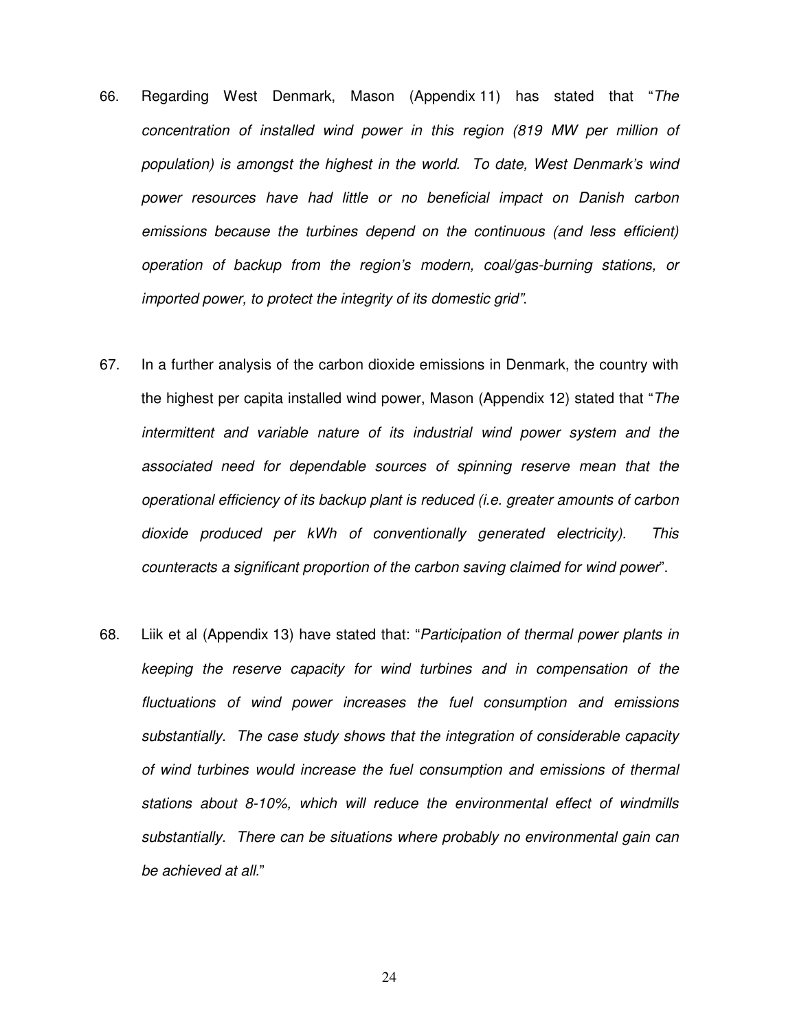66. Regarding West Denmark, Mason (Appendix 11) has stated that "*The concentration of installed wind power in this region (819 MW per million of population) is amongst the highest in the world. To date, West Denmark's wind power resources have had little or no beneficial impact on Danish carbon emissions because the turbines depend on the continuous (and less efficient) operation of backup from the region's modern, coal/gas-burning stations, or imported power, to protect the integrity of its domestic grid"*.

67. In a further analysis of the carbon dioxide emissions in Denmark, the country with the highest per capita installed wind power, Mason (Appendix 12) stated that "*The intermittent and variable nature of its industrial wind power system and the associated need for dependable sources of spinning reserve mean that the operational efficiency of its backup plant is reduced (i.e. greater amounts of carbon dioxide produced per kWh of conventionally generated electricity). This counteracts a significant proportion of the carbon saving claimed for wind power*".

68. Liik et al (Appendix 13) have stated that: "*Participation of thermal power plants in keeping the reserve capacity for wind turbines and in compensation of the fluctuations of wind power increases the fuel consumption and emissions substantially. The case study shows that the integration of considerable capacity of wind turbines would increase the fuel consumption and emissions of thermal stations about 8-10%, which will reduce the environmental effect of windmills substantially. There can be situations where probably no environmental gain can be achieved at all.*"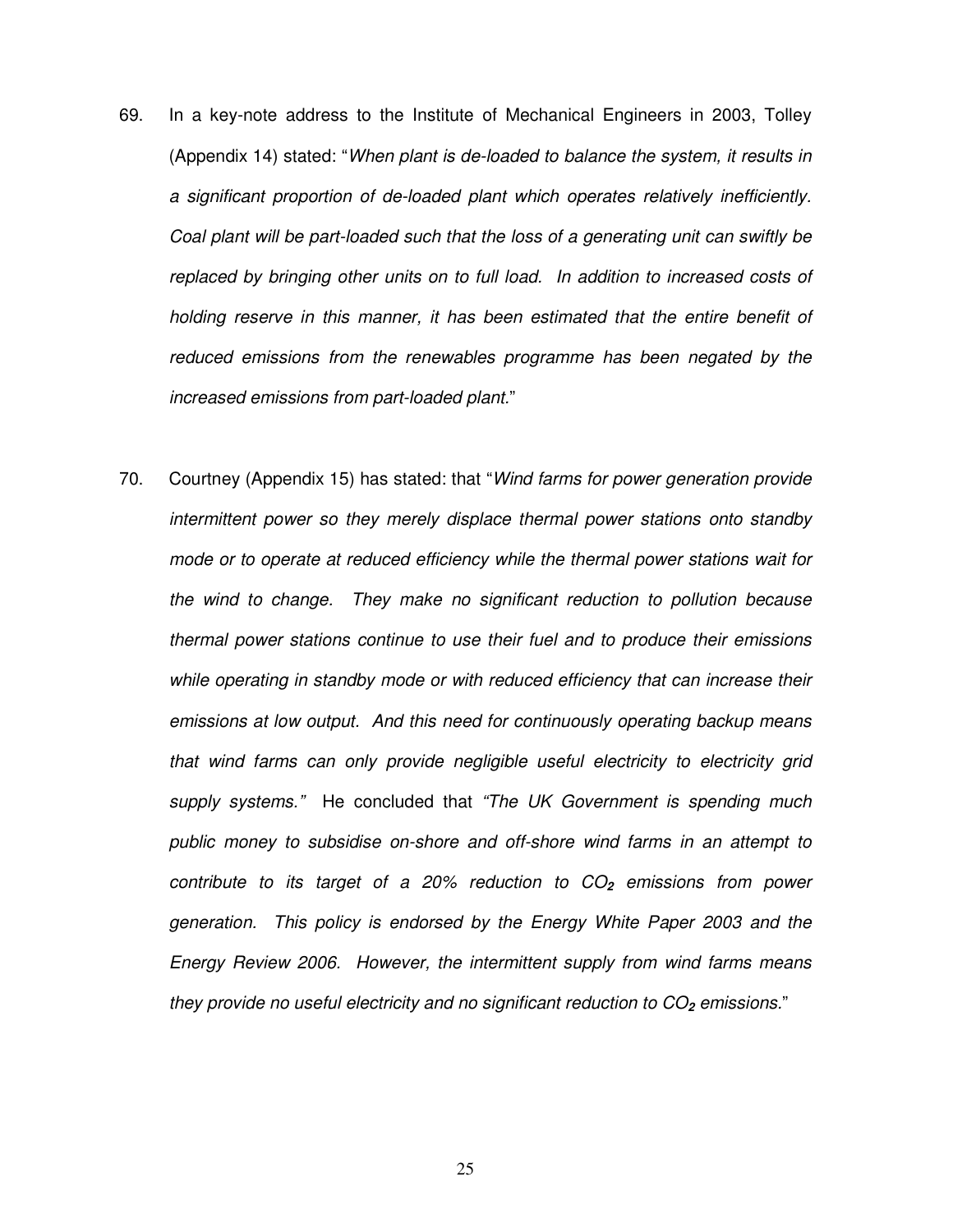69. In a key-note address to the Institute of Mechanical Engineers in 2003, Tolley (Appendix 14) stated: "*When plant is de-loaded to balance the system, it results in a significant proportion of de-loaded plant which operates relatively inefficiently. Coal plant will be part-loaded such that the loss of a generating unit can swiftly be replaced by bringing other units on to full load. In addition to increased costs of holding reserve in this manner, it has been estimated that the entire benefit of reduced emissions from the renewables programme has been negated by the increased emissions from part-loaded plant.*"

70. Courtney (Appendix 15) has stated: that "*Wind farms for power generation provide intermittent power so they merely displace thermal power stations onto standby mode or to operate at reduced efficiency while the thermal power stations wait for the wind to change. They make no significant reduction to pollution because thermal power stations continue to use their fuel and to produce their emissions while operating in standby mode or with reduced efficiency that can increase their emissions at low output. And this need for continuously operating backup means that wind farms can only provide negligible useful electricity to electricity grid supply systems.*" He concluded that *"The UK Government is spending much public money to subsidise on-shore and off-shore wind farms in an attempt to contribute to its target of a 20% reduction to $CO_2$ emissions from power generation. This policy is endorsed by the Energy White Paper 2003 and the Energy Review 2006. However, the intermittent supply from wind farms means they provide no useful electricity and no significant reduction to $CO_2$ emissions.*"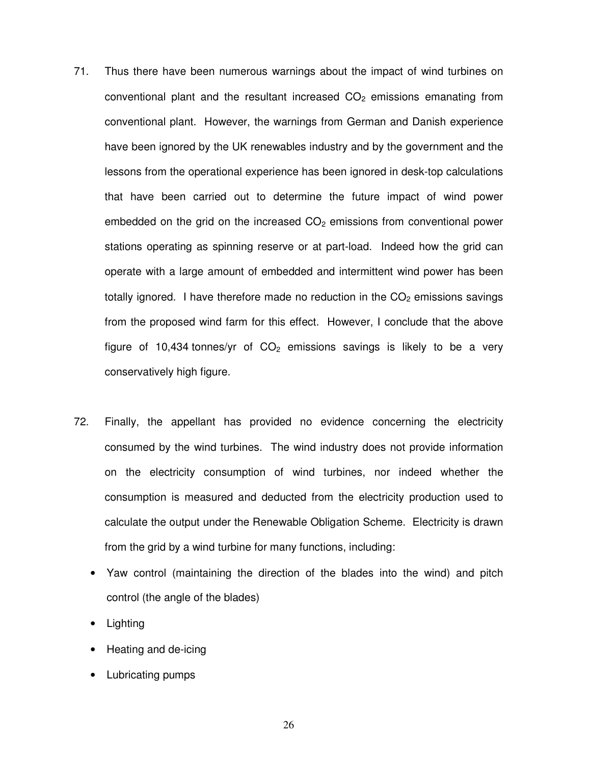71. Thus there have been numerous warnings about the impact of wind turbines on conventional plant and the resultant increased $CO_2$ emissions emanating from conventional plant. However, the warnings from German and Danish experience have been ignored by the UK renewables industry and by the government and the lessons from the operational experience has been ignored in desk-top calculations that have been carried out to determine the future impact of wind power embedded on the grid on the increased $CO_2$ emissions from conventional power stations operating as spinning reserve or at part-load. Indeed how the grid can operate with a large amount of embedded and intermittent wind power has been totally ignored. I have therefore made no reduction in the $CO_2$ emissions savings from the proposed wind farm for this effect. However, I conclude that the above figure of 10,434 tonnes/yr of $CO_2$ emissions savings is likely to be a very conservatively high figure.

72. Finally, the appellant has provided no evidence concerning the electricity consumed by the wind turbines. The wind industry does not provide information on the electricity consumption of wind turbines, nor indeed whether the consumption is measured and deducted from the electricity production used to calculate the output under the Renewable Obligation Scheme. Electricity is drawn from the grid by a wind turbine for many functions, including:

   - Yaw control (maintaining the direction of the blades into the wind) and pitch control (the angle of the blades)
   - Lighting
   - Heating and de-icing
   - Lubricating pumps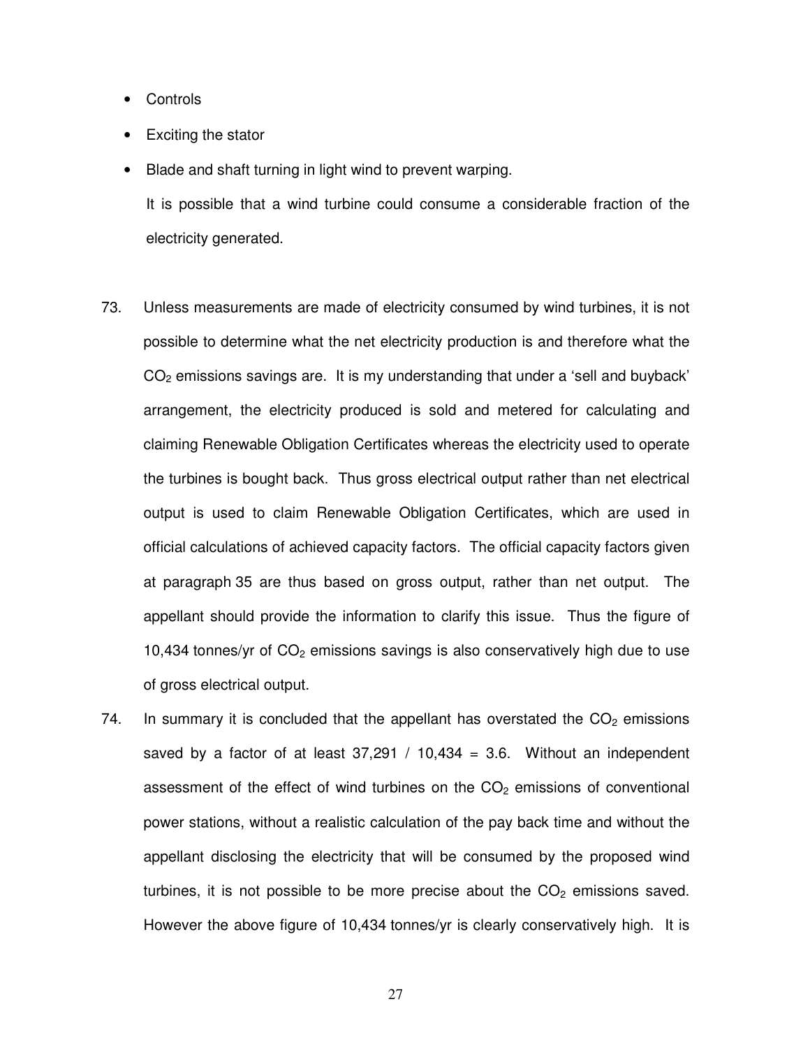- Controls
- Exciting the stator
- Blade and shaft turning in light wind to prevent warping.

  It is possible that a wind turbine could consume a considerable fraction of the electricity generated.

73. Unless measurements are made of electricity consumed by wind turbines, it is not possible to determine what the net electricity production is and therefore what the $CO_2$ emissions savings are. It is my understanding that under a 'sell and buyback' arrangement, the electricity produced is sold and metered for calculating and claiming Renewable Obligation Certificates whereas the electricity used to operate the turbines is bought back. Thus gross electrical output rather than net electrical output is used to claim Renewable Obligation Certificates, which are used in official calculations of achieved capacity factors. The official capacity factors given at paragraph 35 are thus based on gross output, rather than net output. The appellant should provide the information to clarify this issue. Thus the figure of 10,434 tonnes/yr of $CO_2$ emissions savings is also conservatively high due to use of gross electrical output.

74. In summary it is concluded that the appellant has overstated the $CO_2$ emissions saved by a factor of at least 37,291 / 10,434 = 3.6. Without an independent assessment of the effect of wind turbines on the $CO_2$ emissions of conventional power stations, without a realistic calculation of the pay back time and without the appellant disclosing the electricity that will be consumed by the proposed wind turbines, it is not possible to be more precise about the $CO_2$ emissions saved. However the above figure of 10,434 tonnes/yr is clearly conservatively high. It is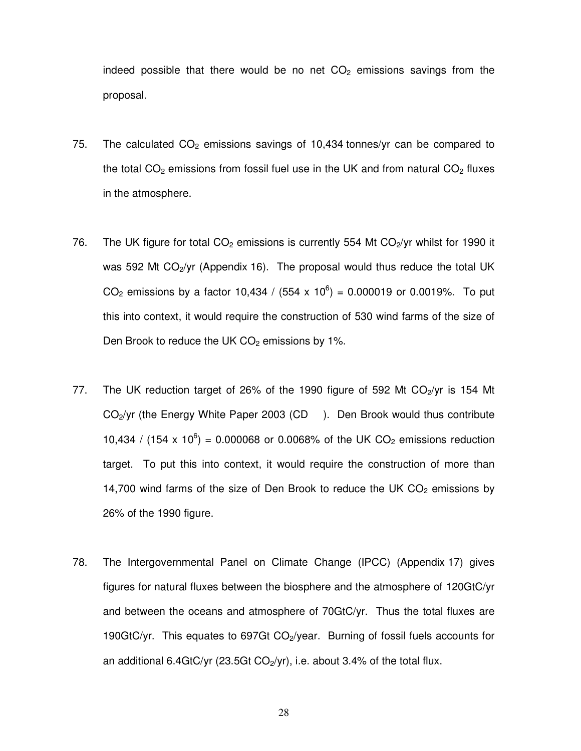indeed possible that there would be no net $CO_2$ emissions savings from the proposal.

75. The calculated $CO_2$ emissions savings of 10,434 tonnes/yr can be compared to the total $CO_2$ emissions from fossil fuel use in the UK and from natural $CO_2$ fluxes in the atmosphere.

76. The UK figure for total $CO_2$ emissions is currently 554 Mt $CO_2$/yr whilst for 1990 it was 592 Mt $CO_2$/yr (Appendix 16). The proposal would thus reduce the total UK $CO_2$ emissions by a factor 10,434 / (554 x $10^6$) = 0.000019 or 0.0019%. To put this into context, it would require the construction of 530 wind farms of the size of Den Brook to reduce the UK $CO_2$ emissions by 1%.

77. The UK reduction target of 26% of the 1990 figure of 592 Mt $CO_2$/yr is 154 Mt $CO_2$/yr (the Energy White Paper 2003 (CD )). Den Brook would thus contribute 10,434 / (154 x $10^6$) = 0.000068 or 0.0068% of the UK $CO_2$ emissions reduction target. To put this into context, it would require the construction of more than 14,700 wind farms of the size of Den Brook to reduce the UK $CO_2$ emissions by 26% of the 1990 figure.

78. The Intergovernmental Panel on Climate Change (IPCC) (Appendix 17) gives figures for natural fluxes between the biosphere and the atmosphere of 120GtC/yr and between the oceans and atmosphere of 70GtC/yr. Thus the total fluxes are 190GtC/yr. This equates to 697Gt $CO_2$/year. Burning of fossil fuels accounts for an additional 6.4GtC/yr (23.5Gt $CO_2$/yr), i.e. about 3.4% of the total flux.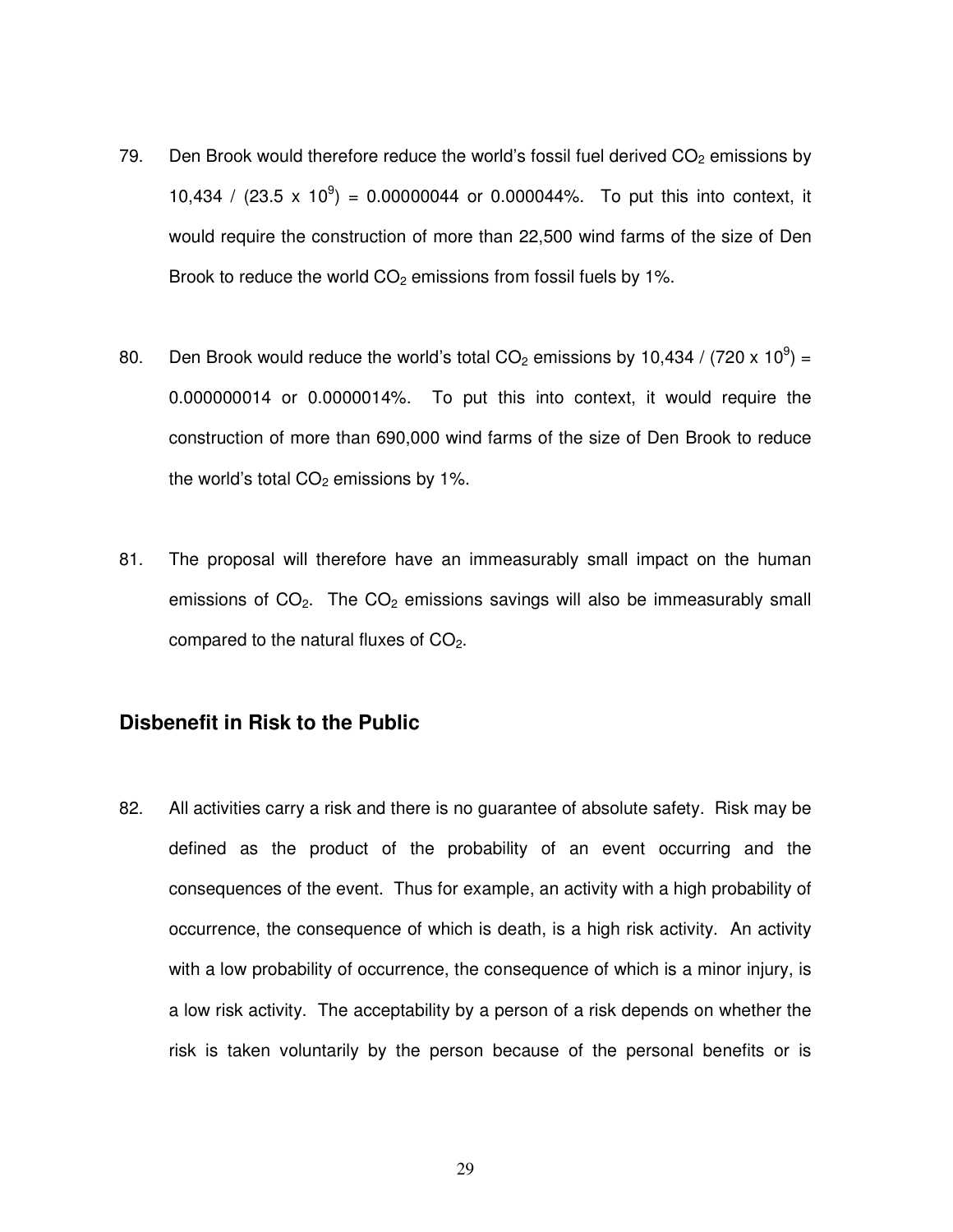79. Den Brook would therefore reduce the world's fossil fuel derived $CO_2$ emissions by $10{,}434 / (23.5 \times 10^9) = 0.00000044$ or 0.000044%. To put this into context, it would require the construction of more than 22,500 wind farms of the size of Den Brook to reduce the world $CO_2$ emissions from fossil fuels by 1%.

80. Den Brook would reduce the world's total $CO_2$ emissions by $10{,}434 / (720 \times 10^9) = 0.000000014$ or 0.0000014%. To put this into context, it would require the construction of more than 690,000 wind farms of the size of Den Brook to reduce the world's total $CO_2$ emissions by 1%.

81. The proposal will therefore have an immeasurably small impact on the human emissions of $CO_2$. The $CO_2$ emissions savings will also be immeasurably small compared to the natural fluxes of $CO_2$.

## Disbenefit in Risk to the Public

82. All activities carry a risk and there is no guarantee of absolute safety. Risk may be defined as the product of the probability of an event occurring and the consequences of the event. Thus for example, an activity with a high probability of occurrence, the consequence of which is death, is a high risk activity. An activity with a low probability of occurrence, the consequence of which is a minor injury, is a low risk activity. The acceptability by a person of a risk depends on whether the risk is taken voluntarily by the person because of the personal benefits or is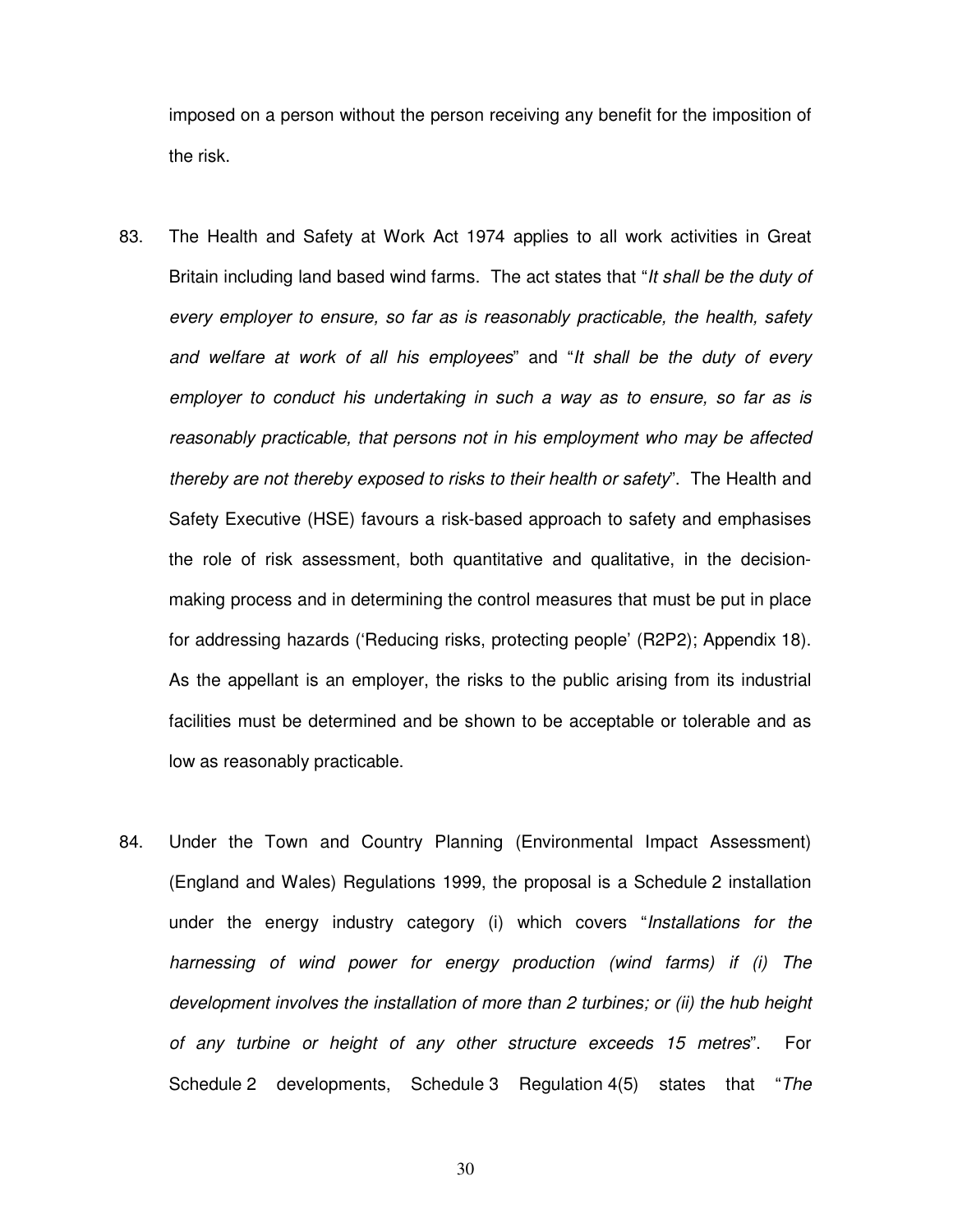imposed on a person without the person receiving any benefit for the imposition of the risk.

83. The Health and Safety at Work Act 1974 applies to all work activities in Great Britain including land based wind farms. The act states that "*It shall be the duty of every employer to ensure, so far as is reasonably practicable, the health, safety and welfare at work of all his employees*" and "*It shall be the duty of every employer to conduct his undertaking in such a way as to ensure, so far as is reasonably practicable, that persons not in his employment who may be affected thereby are not thereby exposed to risks to their health or safety*". The Health and Safety Executive (HSE) favours a risk-based approach to safety and emphasises the role of risk assessment, both quantitative and qualitative, in the decision-making process and in determining the control measures that must be put in place for addressing hazards ('Reducing risks, protecting people' (R2P2); Appendix 18). As the appellant is an employer, the risks to the public arising from its industrial facilities must be determined and be shown to be acceptable or tolerable and as low as reasonably practicable.

84. Under the Town and Country Planning (Environmental Impact Assessment) (England and Wales) Regulations 1999, the proposal is a Schedule 2 installation under the energy industry category (i) which covers "*Installations for the harnessing of wind power for energy production (wind farms) if (i) The development involves the installation of more than 2 turbines; or (ii) the hub height of any turbine or height of any other structure exceeds 15 metres*". For Schedule 2 developments, Schedule 3 Regulation 4(5) states that "*The*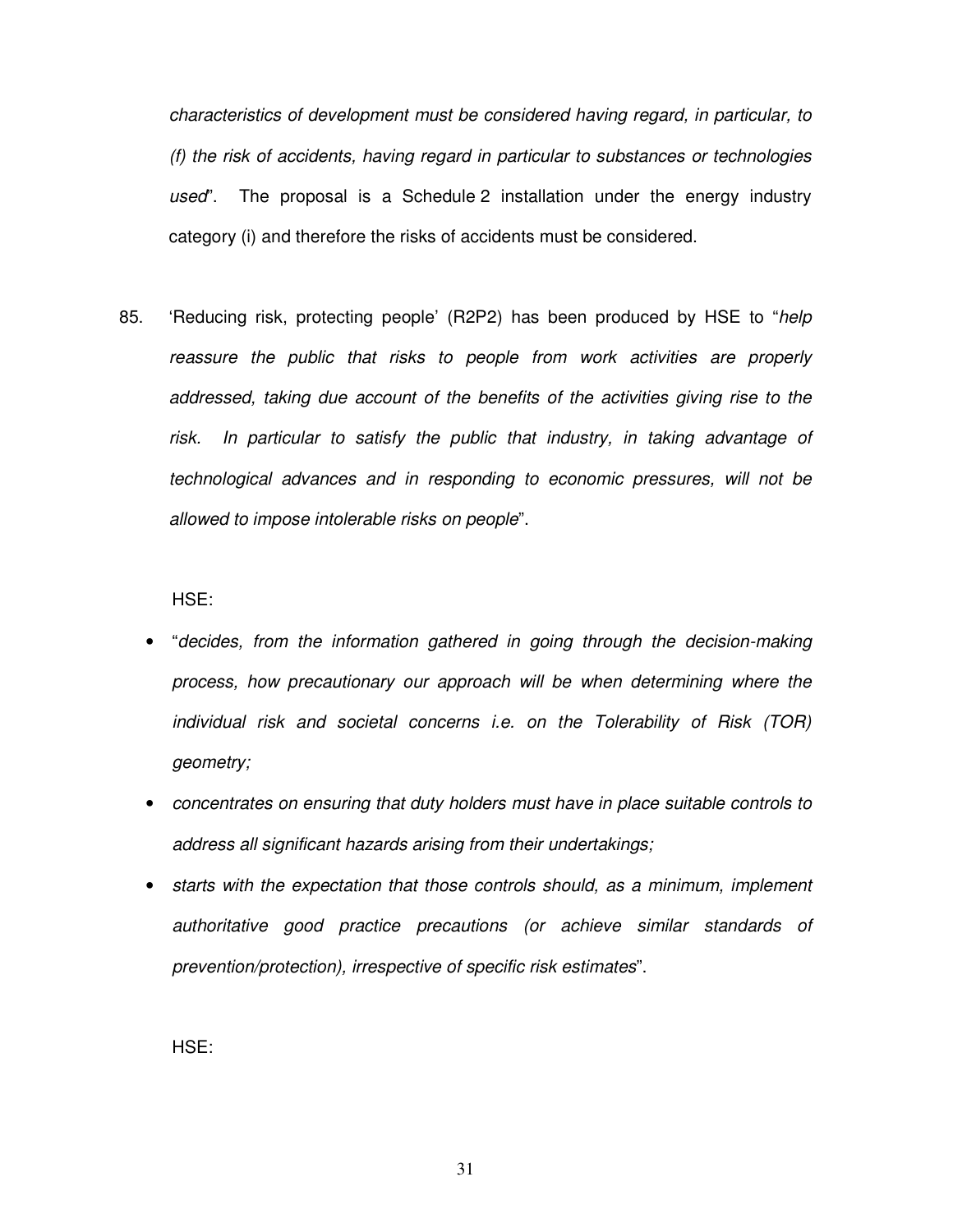*characteristics of development must be considered having regard, in particular, to (f) the risk of accidents, having regard in particular to substances or technologies used*". The proposal is a Schedule 2 installation under the energy industry category (i) and therefore the risks of accidents must be considered.

85. 'Reducing risk, protecting people' (R2P2) has been produced by HSE to "*help reassure the public that risks to people from work activities are properly addressed, taking due account of the benefits of the activities giving rise to the risk. In particular to satisfy the public that industry, in taking advantage of technological advances and in responding to economic pressures, will not be allowed to impose intolerable risks on people*".

   HSE:

   - "*decides, from the information gathered in going through the decision-making process, how precautionary our approach will be when determining where the individual risk and societal concerns i.e. on the Tolerability of Risk (TOR) geometry;*
   - *concentrates on ensuring that duty holders must have in place suitable controls to address all significant hazards arising from their undertakings;*
   - *starts with the expectation that those controls should, as a minimum, implement authoritative good practice precautions (or achieve similar standards of prevention/protection), irrespective of specific risk estimates*".

   HSE: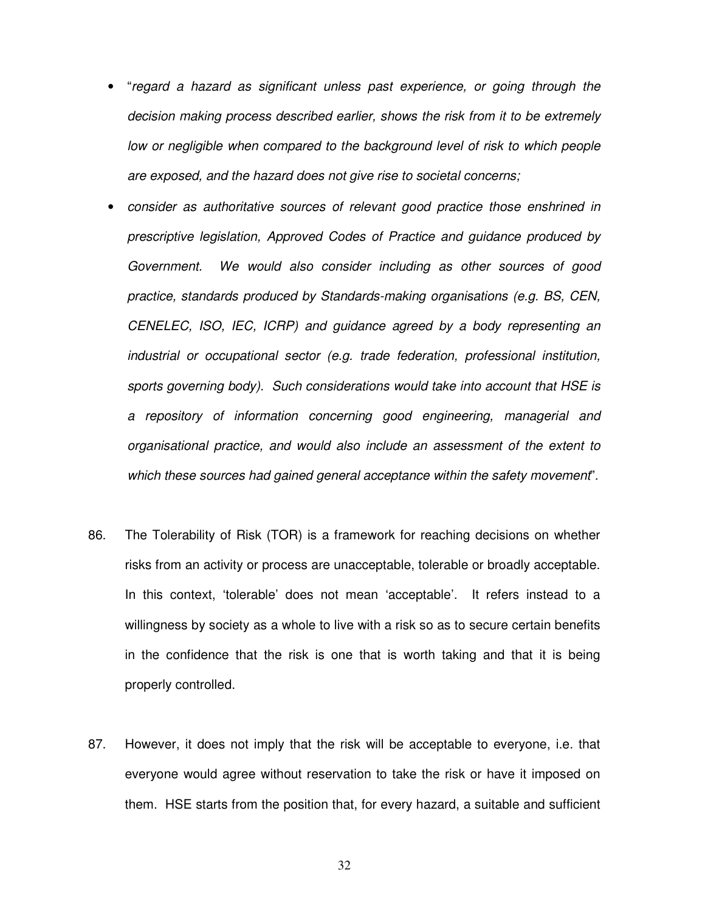- "*regard a hazard as significant unless past experience, or going through the decision making process described earlier, shows the risk from it to be extremely low or negligible when compared to the background level of risk to which people are exposed, and the hazard does not give rise to societal concerns;*
- *consider as authoritative sources of relevant good practice those enshrined in prescriptive legislation, Approved Codes of Practice and guidance produced by Government. We would also consider including as other sources of good practice, standards produced by Standards-making organisations (e.g. BS, CEN, CENELEC, ISO, IEC, ICRP) and guidance agreed by a body representing an industrial or occupational sector (e.g. trade federation, professional institution, sports governing body). Such considerations would take into account that HSE is a repository of information concerning good engineering, managerial and organisational practice, and would also include an assessment of the extent to which these sources had gained general acceptance within the safety movement*".

86. The Tolerability of Risk (TOR) is a framework for reaching decisions on whether risks from an activity or process are unacceptable, tolerable or broadly acceptable. In this context, 'tolerable' does not mean 'acceptable'. It refers instead to a willingness by society as a whole to live with a risk so as to secure certain benefits in the confidence that the risk is one that is worth taking and that it is being properly controlled.

87. However, it does not imply that the risk will be acceptable to everyone, i.e. that everyone would agree without reservation to take the risk or have it imposed on them. HSE starts from the position that, for every hazard, a suitable and sufficient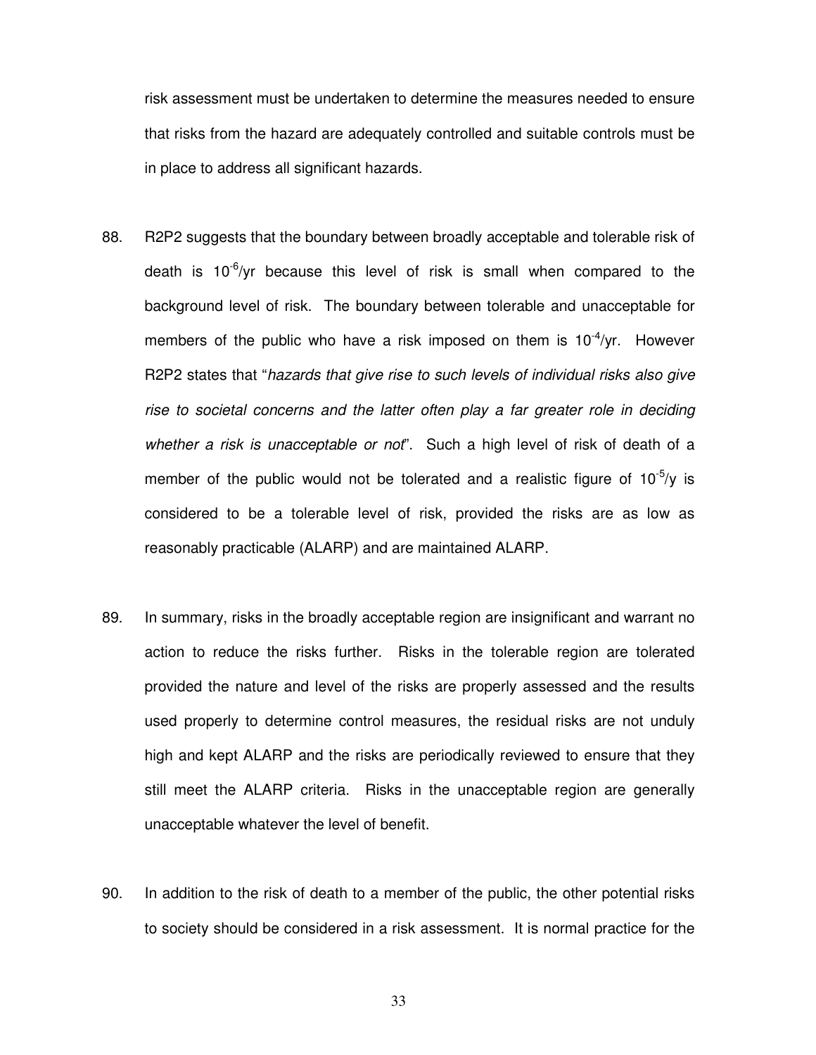risk assessment must be undertaken to determine the measures needed to ensure that risks from the hazard are adequately controlled and suitable controls must be in place to address all significant hazards.

88. R2P2 suggests that the boundary between broadly acceptable and tolerable risk of death is $10^{-6}$/yr because this level of risk is small when compared to the background level of risk. The boundary between tolerable and unacceptable for members of the public who have a risk imposed on them is $10^{-4}$/yr. However R2P2 states that "*hazards that give rise to such levels of individual risks also give rise to societal concerns and the latter often play a far greater role in deciding whether a risk is unacceptable or not*". Such a high level of risk of death of a member of the public would not be tolerated and a realistic figure of $10^{-5}$/y is considered to be a tolerable level of risk, provided the risks are as low as reasonably practicable (ALARP) and are maintained ALARP.

89. In summary, risks in the broadly acceptable region are insignificant and warrant no action to reduce the risks further. Risks in the tolerable region are tolerated provided the nature and level of the risks are properly assessed and the results used properly to determine control measures, the residual risks are not unduly high and kept ALARP and the risks are periodically reviewed to ensure that they still meet the ALARP criteria. Risks in the unacceptable region are generally unacceptable whatever the level of benefit.

90. In addition to the risk of death to a member of the public, the other potential risks to society should be considered in a risk assessment. It is normal practice for the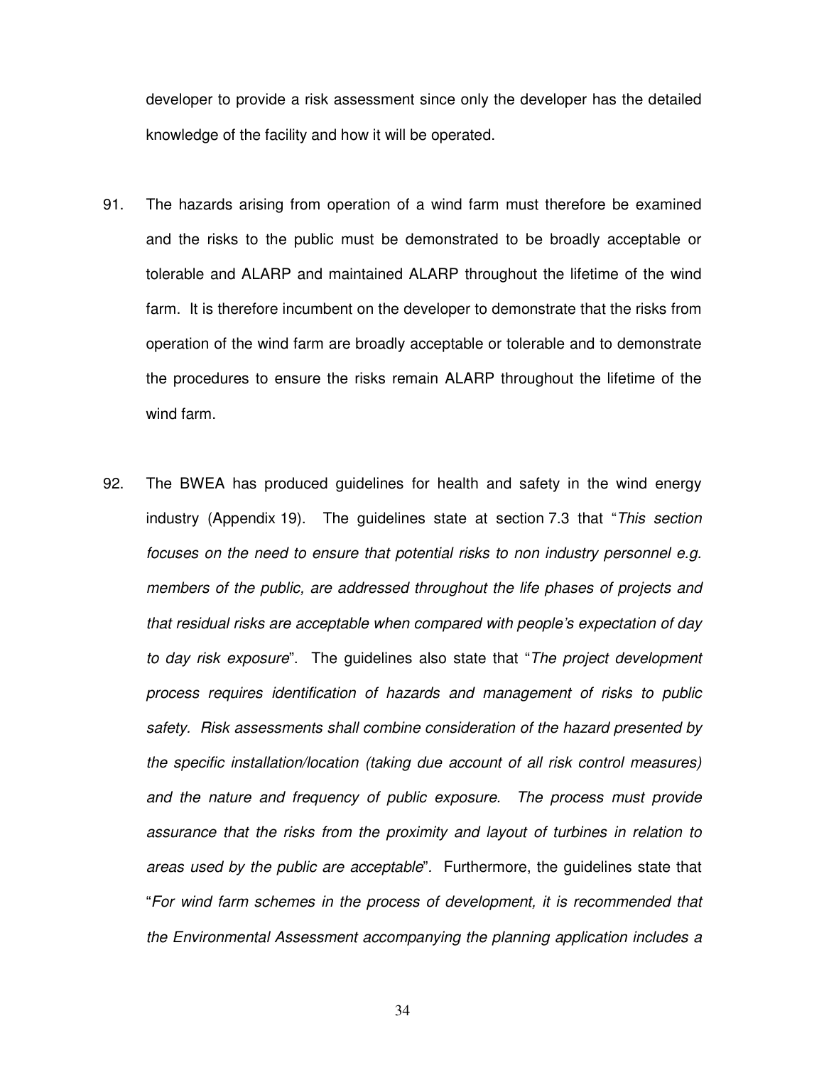developer to provide a risk assessment since only the developer has the detailed knowledge of the facility and how it will be operated.

91. The hazards arising from operation of a wind farm must therefore be examined and the risks to the public must be demonstrated to be broadly acceptable or tolerable and ALARP and maintained ALARP throughout the lifetime of the wind farm. It is therefore incumbent on the developer to demonstrate that the risks from operation of the wind farm are broadly acceptable or tolerable and to demonstrate the procedures to ensure the risks remain ALARP throughout the lifetime of the wind farm.

92. The BWEA has produced guidelines for health and safety in the wind energy industry (Appendix 19). The guidelines state at section 7.3 that "*This section focuses on the need to ensure that potential risks to non industry personnel e.g. members of the public, are addressed throughout the life phases of projects and that residual risks are acceptable when compared with people's expectation of day to day risk exposure*". The guidelines also state that "*The project development process requires identification of hazards and management of risks to public safety. Risk assessments shall combine consideration of the hazard presented by the specific installation/location (taking due account of all risk control measures) and the nature and frequency of public exposure. The process must provide assurance that the risks from the proximity and layout of turbines in relation to areas used by the public are acceptable*". Furthermore, the guidelines state that "*For wind farm schemes in the process of development, it is recommended that the Environmental Assessment accompanying the planning application includes a*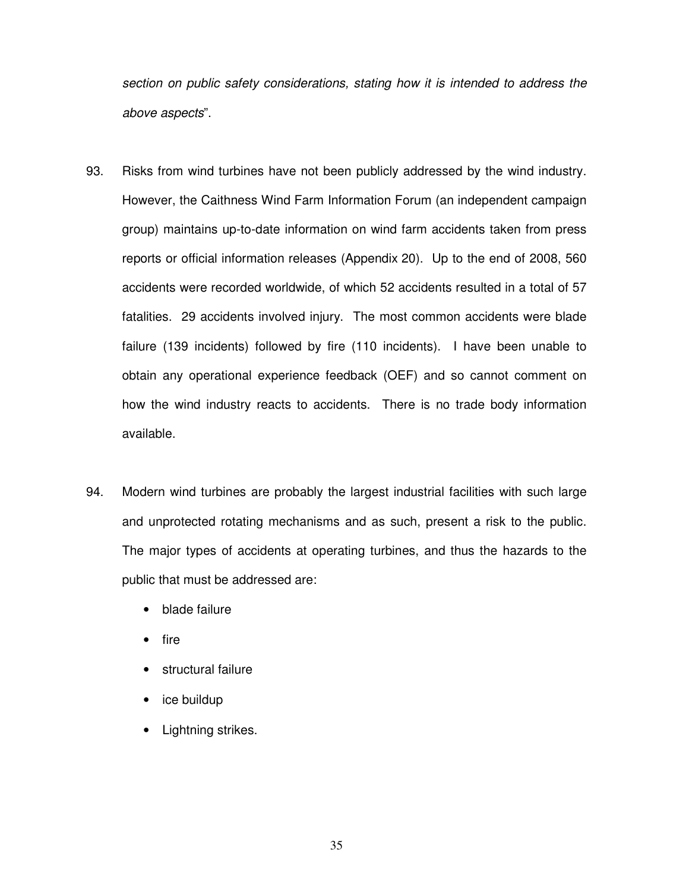*section on public safety considerations, stating how it is intended to address the above aspects*".

93. Risks from wind turbines have not been publicly addressed by the wind industry. However, the Caithness Wind Farm Information Forum (an independent campaign group) maintains up-to-date information on wind farm accidents taken from press reports or official information releases (Appendix 20). Up to the end of 2008, 560 accidents were recorded worldwide, of which 52 accidents resulted in a total of 57 fatalities. 29 accidents involved injury. The most common accidents were blade failure (139 incidents) followed by fire (110 incidents). I have been unable to obtain any operational experience feedback (OEF) and so cannot comment on how the wind industry reacts to accidents. There is no trade body information available.

94. Modern wind turbines are probably the largest industrial facilities with such large and unprotected rotating mechanisms and as such, present a risk to the public. The major types of accidents at operating turbines, and thus the hazards to the public that must be addressed are:

    - blade failure
    - fire
    - structural failure
    - ice buildup
    - Lightning strikes.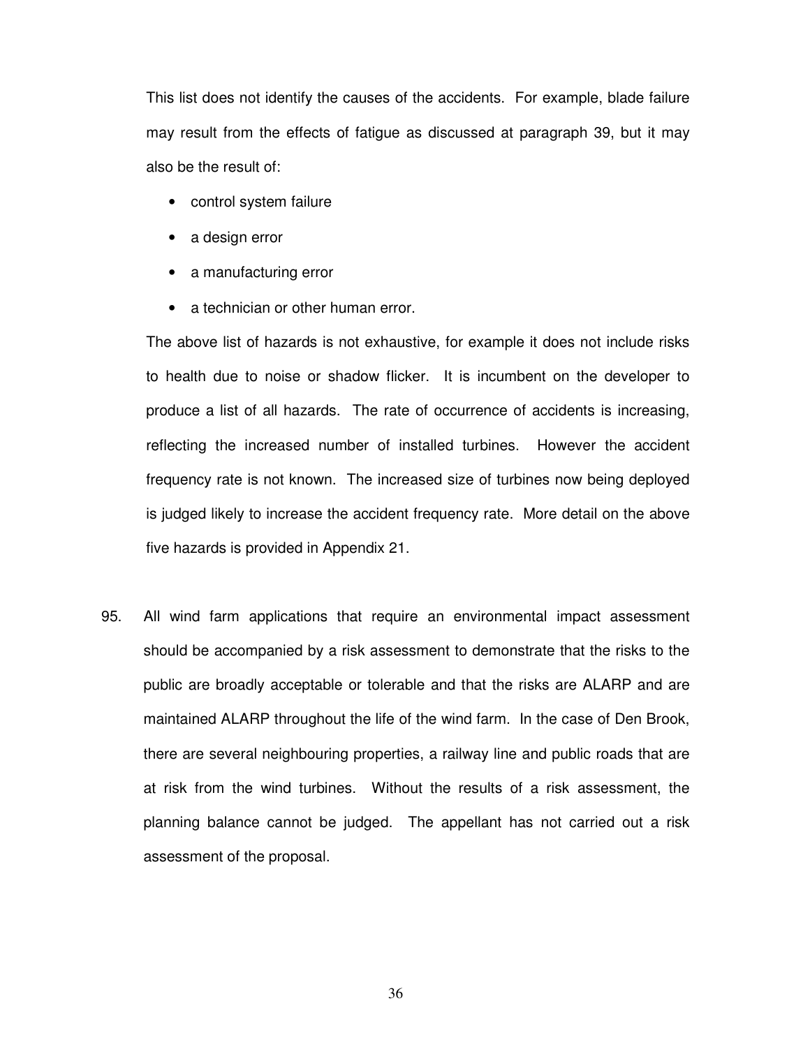This list does not identify the causes of the accidents. For example, blade failure may result from the effects of fatigue as discussed at paragraph 39, but it may also be the result of:

- control system failure
- a design error
- a manufacturing error
- a technician or other human error.

The above list of hazards is not exhaustive, for example it does not include risks to health due to noise or shadow flicker. It is incumbent on the developer to produce a list of all hazards. The rate of occurrence of accidents is increasing, reflecting the increased number of installed turbines. However the accident frequency rate is not known. The increased size of turbines now being deployed is judged likely to increase the accident frequency rate. More detail on the above five hazards is provided in Appendix 21.

95. All wind farm applications that require an environmental impact assessment should be accompanied by a risk assessment to demonstrate that the risks to the public are broadly acceptable or tolerable and that the risks are ALARP and are maintained ALARP throughout the life of the wind farm. In the case of Den Brook, there are several neighbouring properties, a railway line and public roads that are at risk from the wind turbines. Without the results of a risk assessment, the planning balance cannot be judged. The appellant has not carried out a risk assessment of the proposal.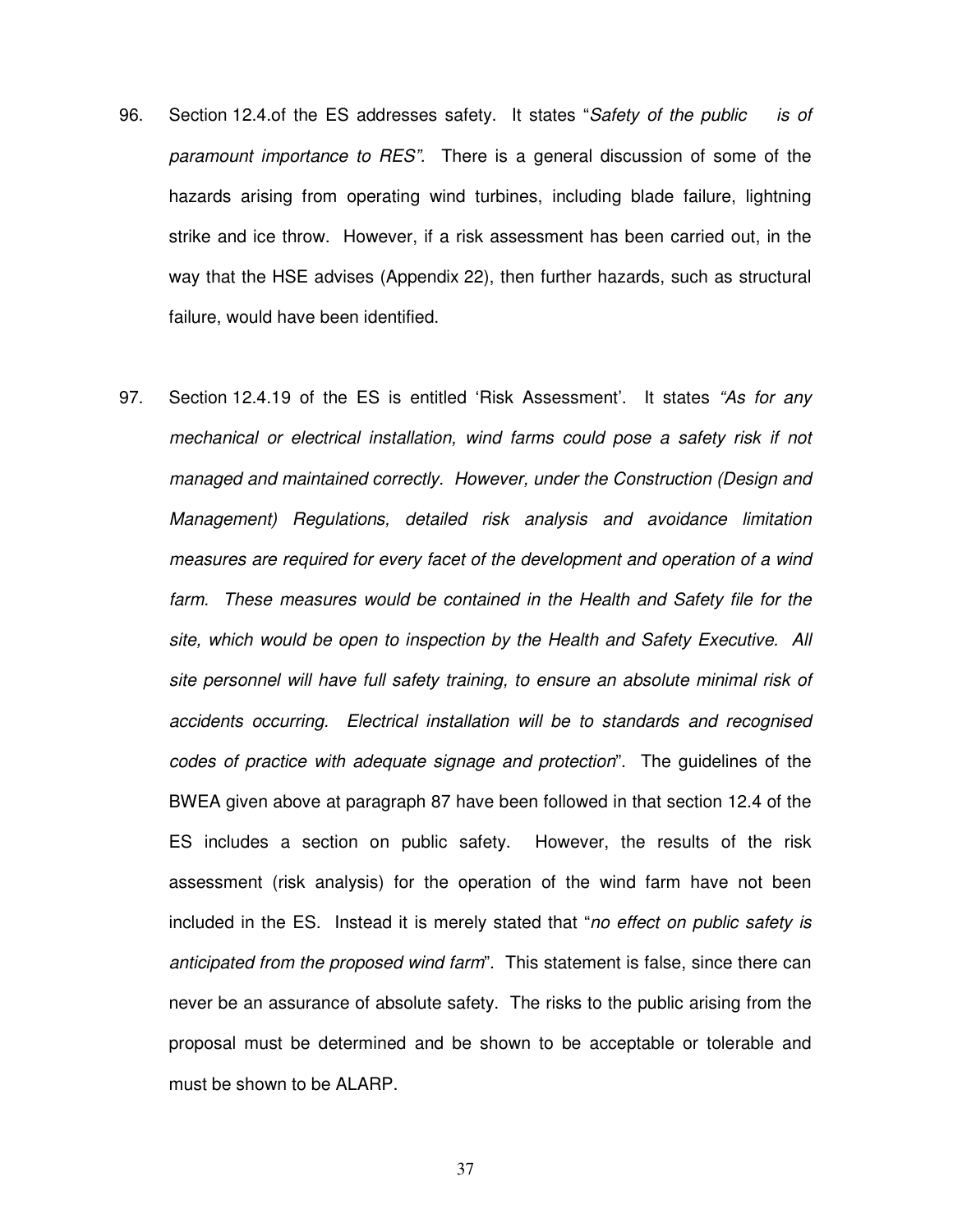96. Section 12.4.of the ES addresses safety. It states "*Safety of the public is of paramount importance to RES"*. There is a general discussion of some of the hazards arising from operating wind turbines, including blade failure, lightning strike and ice throw. However, if a risk assessment has been carried out, in the way that the HSE advises (Appendix 22), then further hazards, such as structural failure, would have been identified.

97. Section 12.4.19 of the ES is entitled 'Risk Assessment'. It states *"As for any mechanical or electrical installation, wind farms could pose a safety risk if not managed and maintained correctly. However, under the Construction (Design and Management) Regulations, detailed risk analysis and avoidance limitation measures are required for every facet of the development and operation of a wind farm. These measures would be contained in the Health and Safety file for the site, which would be open to inspection by the Health and Safety Executive. All site personnel will have full safety training, to ensure an absolute minimal risk of accidents occurring. Electrical installation will be to standards and recognised codes of practice with adequate signage and protection*". The guidelines of the BWEA given above at paragraph 87 have been followed in that section 12.4 of the ES includes a section on public safety. However, the results of the risk assessment (risk analysis) for the operation of the wind farm have not been included in the ES. Instead it is merely stated that "*no effect on public safety is anticipated from the proposed wind farm*". This statement is false, since there can never be an assurance of absolute safety. The risks to the public arising from the proposal must be determined and be shown to be acceptable or tolerable and must be shown to be ALARP.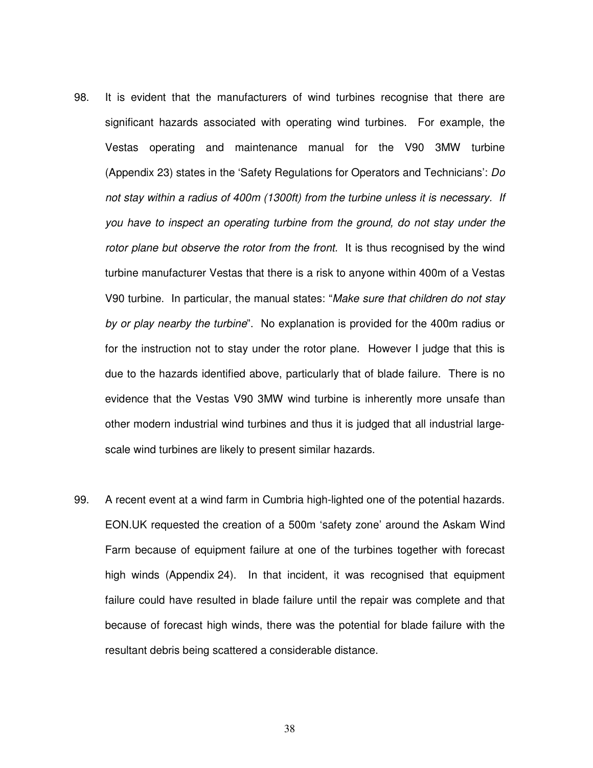98. It is evident that the manufacturers of wind turbines recognise that there are significant hazards associated with operating wind turbines. For example, the Vestas operating and maintenance manual for the V90 3MW turbine (Appendix 23) states in the 'Safety Regulations for Operators and Technicians': *Do not stay within a radius of 400m (1300ft) from the turbine unless it is necessary. If you have to inspect an operating turbine from the ground, do not stay under the rotor plane but observe the rotor from the front.* It is thus recognised by the wind turbine manufacturer Vestas that there is a risk to anyone within 400m of a Vestas V90 turbine. In particular, the manual states: "*Make sure that children do not stay by or play nearby the turbine*". No explanation is provided for the 400m radius or for the instruction not to stay under the rotor plane. However I judge that this is due to the hazards identified above, particularly that of blade failure. There is no evidence that the Vestas V90 3MW wind turbine is inherently more unsafe than other modern industrial wind turbines and thus it is judged that all industrial large-scale wind turbines are likely to present similar hazards.

99. A recent event at a wind farm in Cumbria high-lighted one of the potential hazards. EON.UK requested the creation of a 500m 'safety zone' around the Askam Wind Farm because of equipment failure at one of the turbines together with forecast high winds (Appendix 24). In that incident, it was recognised that equipment failure could have resulted in blade failure until the repair was complete and that because of forecast high winds, there was the potential for blade failure with the resultant debris being scattered a considerable distance.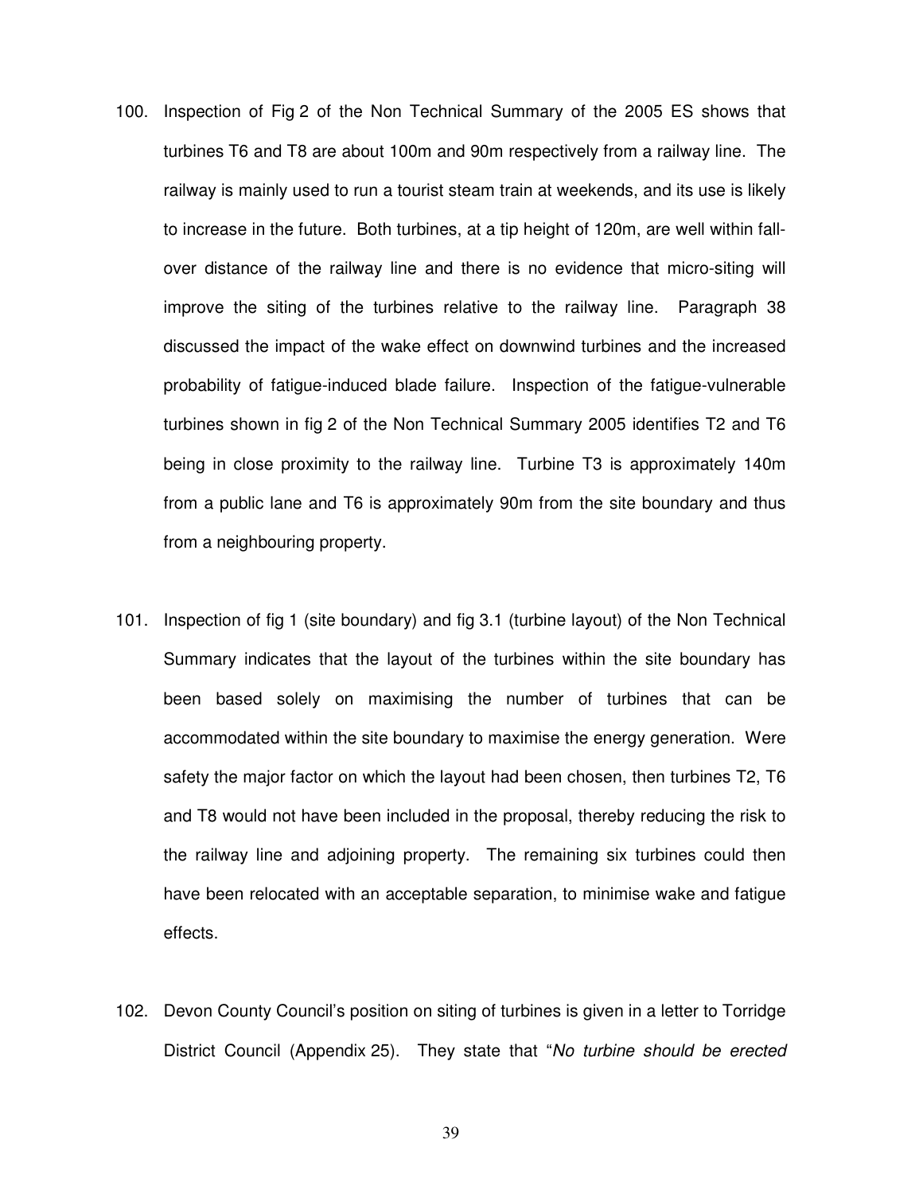100. Inspection of Fig 2 of the Non Technical Summary of the 2005 ES shows that turbines T6 and T8 are about 100m and 90m respectively from a railway line. The railway is mainly used to run a tourist steam train at weekends, and its use is likely to increase in the future. Both turbines, at a tip height of 120m, are well within fall-over distance of the railway line and there is no evidence that micro-siting will improve the siting of the turbines relative to the railway line. Paragraph 38 discussed the impact of the wake effect on downwind turbines and the increased probability of fatigue-induced blade failure. Inspection of the fatigue-vulnerable turbines shown in fig 2 of the Non Technical Summary 2005 identifies T2 and T6 being in close proximity to the railway line. Turbine T3 is approximately 140m from a public lane and T6 is approximately 90m from the site boundary and thus from a neighbouring property.

101. Inspection of fig 1 (site boundary) and fig 3.1 (turbine layout) of the Non Technical Summary indicates that the layout of the turbines within the site boundary has been based solely on maximising the number of turbines that can be accommodated within the site boundary to maximise the energy generation. Were safety the major factor on which the layout had been chosen, then turbines T2, T6 and T8 would not have been included in the proposal, thereby reducing the risk to the railway line and adjoining property. The remaining six turbines could then have been relocated with an acceptable separation, to minimise wake and fatigue effects.

102. Devon County Council's position on siting of turbines is given in a letter to Torridge District Council (Appendix 25). They state that "*No turbine should be erected*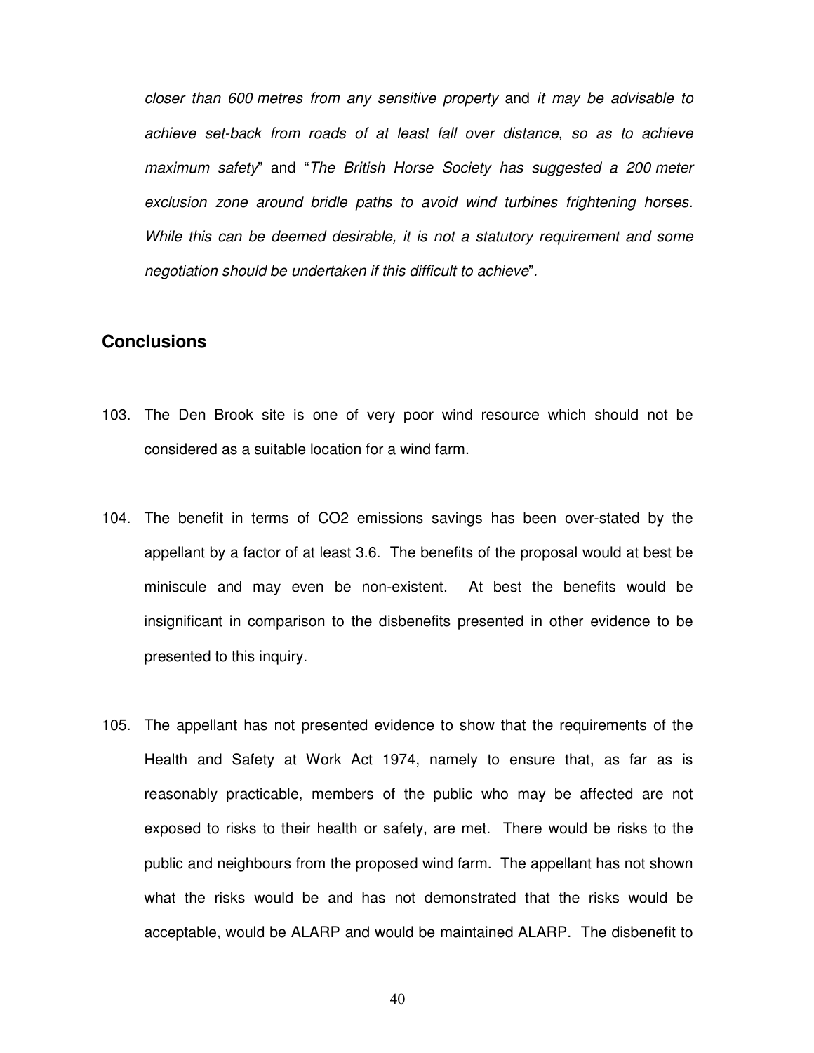*closer than 600 metres from any sensitive property* and *it may be advisable to achieve set-back from roads of at least fall over distance, so as to achieve maximum safety*" and "*The British Horse Society has suggested a 200 meter exclusion zone around bridle paths to avoid wind turbines frightening horses. While this can be deemed desirable, it is not a statutory requirement and some negotiation should be undertaken if this difficult to achieve*".

## Conclusions

103. The Den Brook site is one of very poor wind resource which should not be considered as a suitable location for a wind farm.

104. The benefit in terms of $CO_2$ emissions savings has been over-stated by the appellant by a factor of at least 3.6. The benefits of the proposal would at best be miniscule and may even be non-existent. At best the benefits would be insignificant in comparison to the disbenefits presented in other evidence to be presented to this inquiry.

105. The appellant has not presented evidence to show that the requirements of the Health and Safety at Work Act 1974, namely to ensure that, as far as is reasonably practicable, members of the public who may be affected are not exposed to risks to their health or safety, are met. There would be risks to the public and neighbours from the proposed wind farm. The appellant has not shown what the risks would be and has not demonstrated that the risks would be acceptable, would be ALARP and would be maintained ALARP. The disbenefit to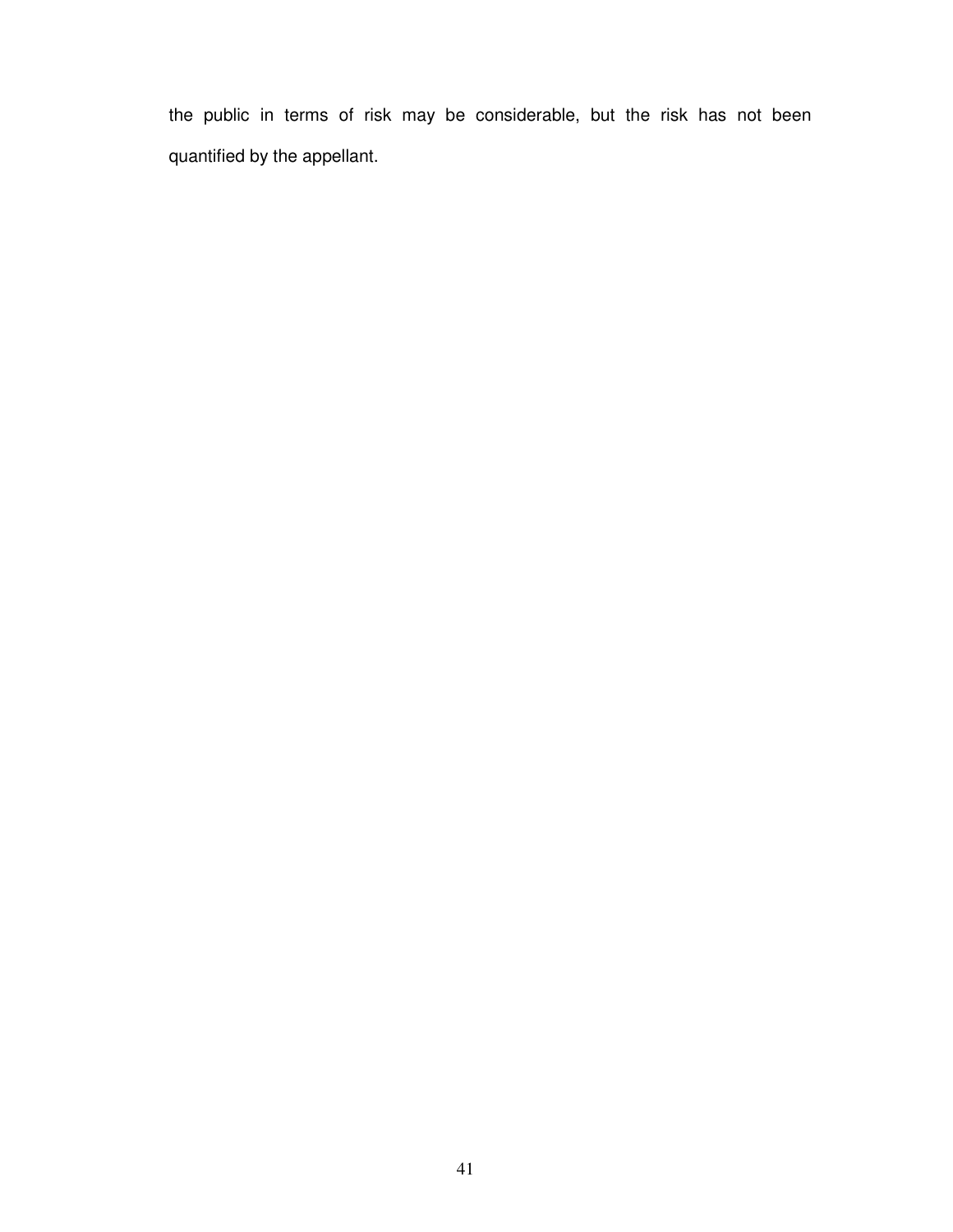the public in terms of risk may be considerable, but the risk has not been quantified by the appellant.